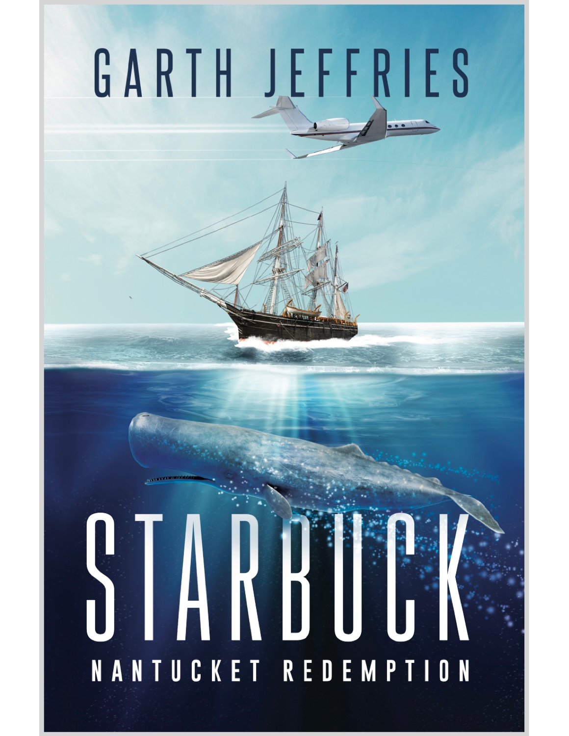# GARTH JEFFRIES

# STARBUCK

## NANTUCKET REDEMPTION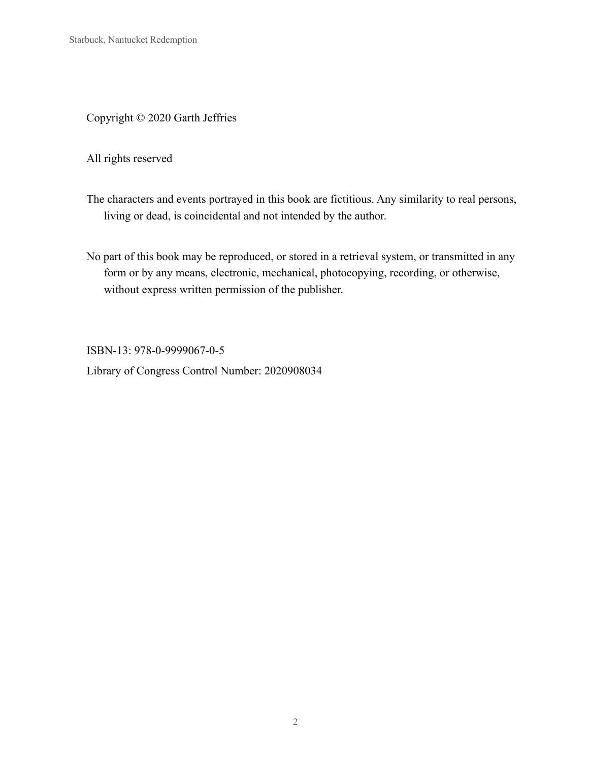Copyright © 2020 Garth Jeffries

All rights reserved

The characters and events portrayed in this book are fictitious. Any similarity to real persons, living or dead, is coincidental and not intended by the author.

No part of this book may be reproduced, or stored in a retrieval system, or transmitted in any form or by any means, electronic, mechanical, photocopying, recording, or otherwise, without express written permission of the publisher.

ISBN-13: 978-0-9999067-0-5

Library of Congress Control Number: 2020908034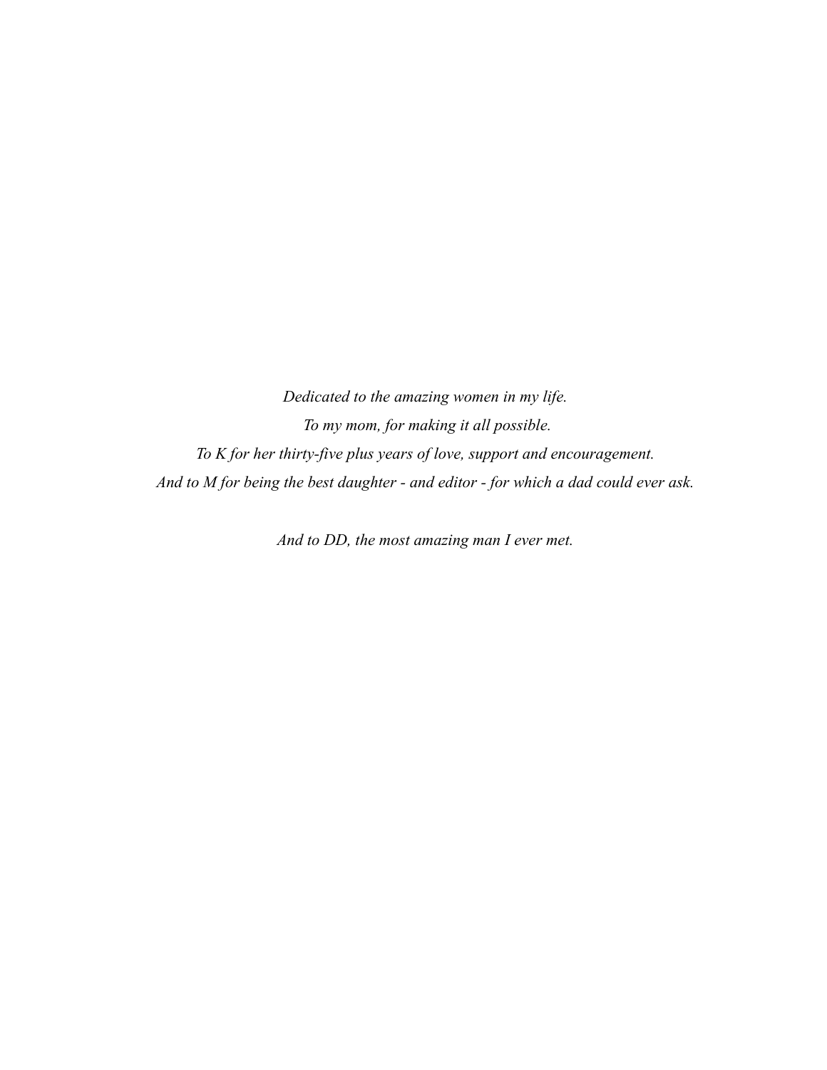*Dedicated to the amazing women in my life.*

*To my mom, for making it all possible.*

*To K for her thirty-five plus years of love, support and encouragement.*

*And to M for being the best daughter - and editor - for which a dad could ever ask.*

*And to DD, the most amazing man I ever met.*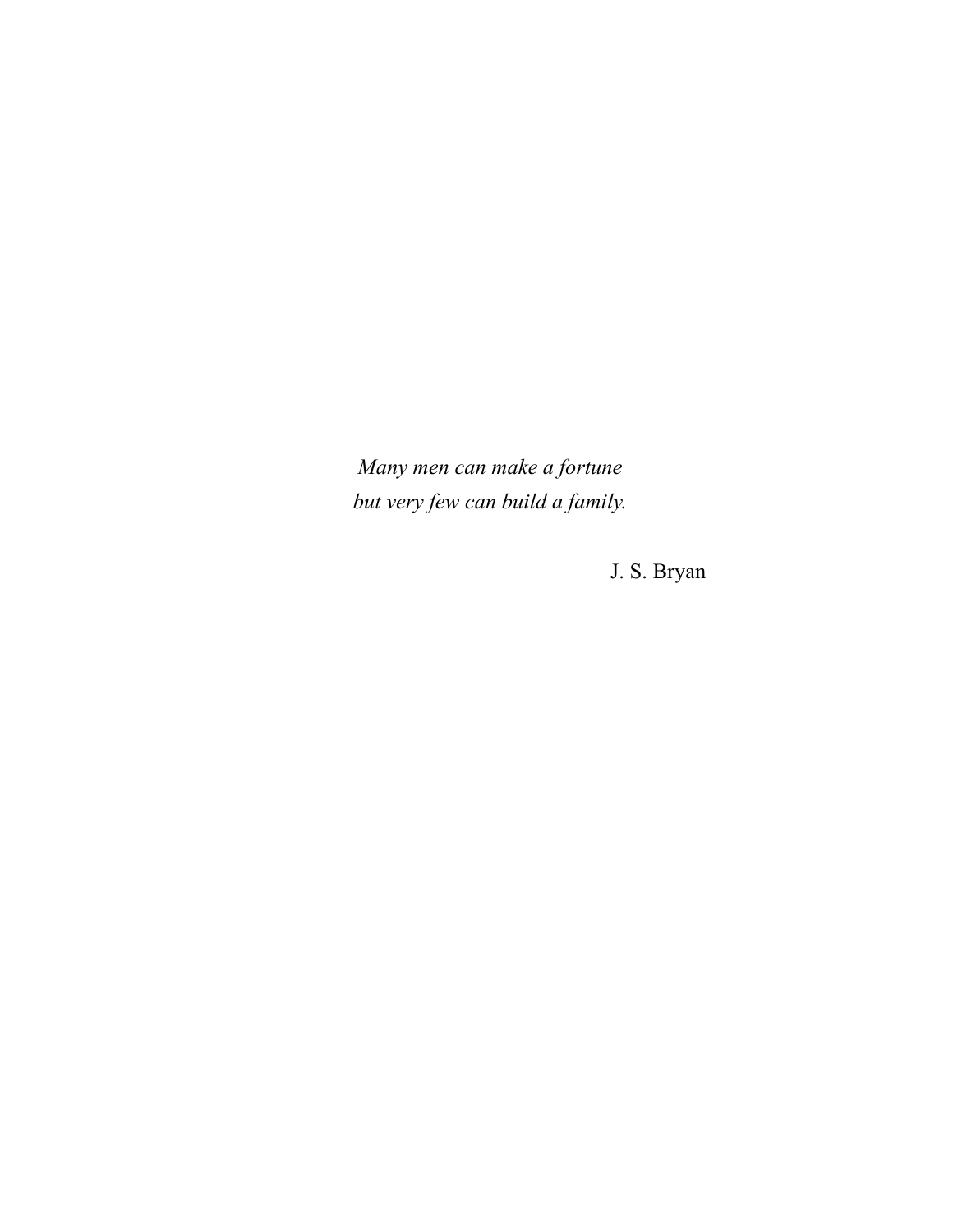*Many men can make a fortune*
*but very few can build a family.*

J. S. Bryan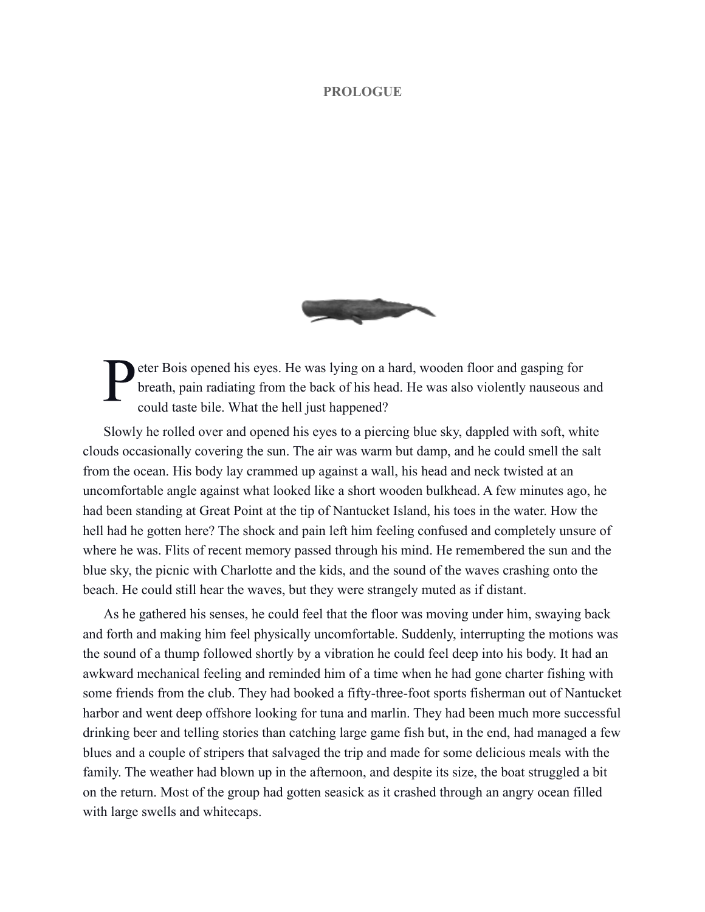# PROLOGUE

Peter Bois opened his eyes. He was lying on a hard, wooden floor and gasping for breath, pain radiating from the back of his head. He was also violently nauseous and could taste bile. What the hell just happened?

Slowly he rolled over and opened his eyes to a piercing blue sky, dappled with soft, white clouds occasionally covering the sun. The air was warm but damp, and he could smell the salt from the ocean. His body lay crammed up against a wall, his head and neck twisted at an uncomfortable angle against what looked like a short wooden bulkhead. A few minutes ago, he had been standing at Great Point at the tip of Nantucket Island, his toes in the water. How the hell had he gotten here? The shock and pain left him feeling confused and completely unsure of where he was. Flits of recent memory passed through his mind. He remembered the sun and the blue sky, the picnic with Charlotte and the kids, and the sound of the waves crashing onto the beach. He could still hear the waves, but they were strangely muted as if distant.

As he gathered his senses, he could feel that the floor was moving under him, swaying back and forth and making him feel physically uncomfortable. Suddenly, interrupting the motions was the sound of a thump followed shortly by a vibration he could feel deep into his body. It had an awkward mechanical feeling and reminded him of a time when he had gone charter fishing with some friends from the club. They had booked a fifty-three-foot sports fisherman out of Nantucket harbor and went deep offshore looking for tuna and marlin. They had been much more successful drinking beer and telling stories than catching large game fish but, in the end, had managed a few blues and a couple of stripers that salvaged the trip and made for some delicious meals with the family. The weather had blown up in the afternoon, and despite its size, the boat struggled a bit on the return. Most of the group had gotten seasick as it crashed through an angry ocean filled with large swells and whitecaps.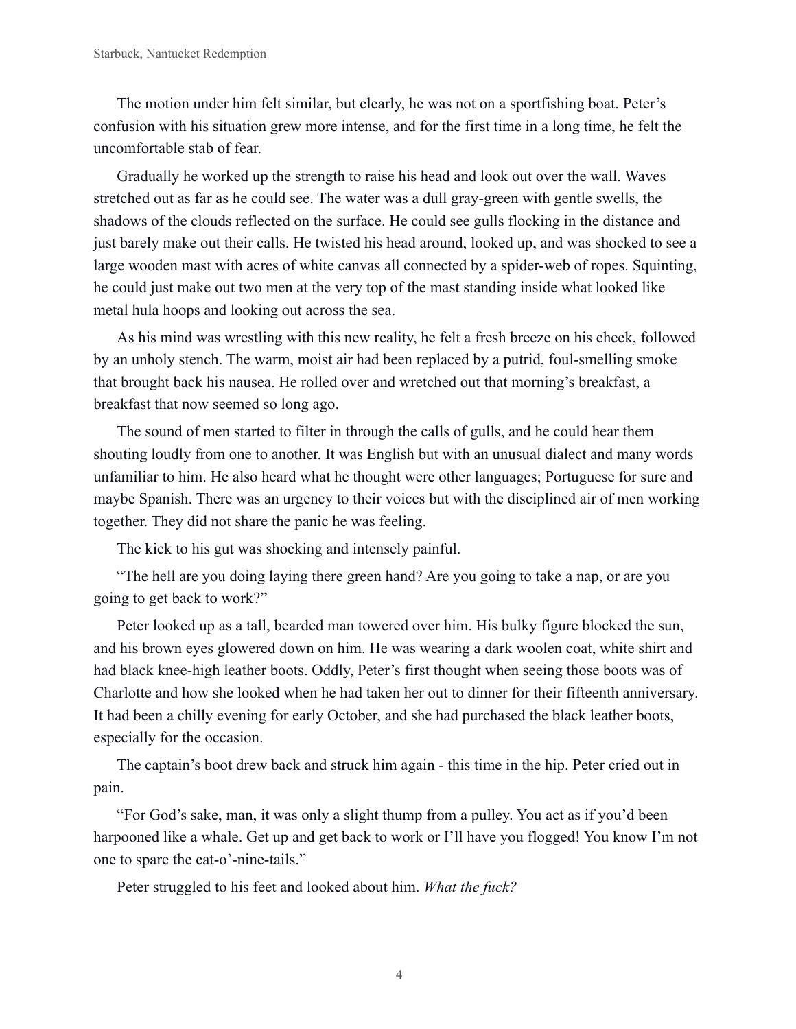The motion under him felt similar, but clearly, he was not on a sportfishing boat. Peter's confusion with his situation grew more intense, and for the first time in a long time, he felt the uncomfortable stab of fear.

Gradually he worked up the strength to raise his head and look out over the wall. Waves stretched out as far as he could see. The water was a dull gray-green with gentle swells, the shadows of the clouds reflected on the surface. He could see gulls flocking in the distance and just barely make out their calls. He twisted his head around, looked up, and was shocked to see a large wooden mast with acres of white canvas all connected by a spider-web of ropes. Squinting, he could just make out two men at the very top of the mast standing inside what looked like metal hula hoops and looking out across the sea.

As his mind was wrestling with this new reality, he felt a fresh breeze on his cheek, followed by an unholy stench. The warm, moist air had been replaced by a putrid, foul-smelling smoke that brought back his nausea. He rolled over and wretched out that morning's breakfast, a breakfast that now seemed so long ago.

The sound of men started to filter in through the calls of gulls, and he could hear them shouting loudly from one to another. It was English but with an unusual dialect and many words unfamiliar to him. He also heard what he thought were other languages; Portuguese for sure and maybe Spanish. There was an urgency to their voices but with the disciplined air of men working together. They did not share the panic he was feeling.

The kick to his gut was shocking and intensely painful.

"The hell are you doing laying there green hand? Are you going to take a nap, or are you going to get back to work?"

Peter looked up as a tall, bearded man towered over him. His bulky figure blocked the sun, and his brown eyes glowered down on him. He was wearing a dark woolen coat, white shirt and had black knee-high leather boots. Oddly, Peter's first thought when seeing those boots was of Charlotte and how she looked when he had taken her out to dinner for their fifteenth anniversary. It had been a chilly evening for early October, and she had purchased the black leather boots, especially for the occasion.

The captain's boot drew back and struck him again - this time in the hip. Peter cried out in pain.

"For God's sake, man, it was only a slight thump from a pulley. You act as if you'd been harpooned like a whale. Get up and get back to work or I'll have you flogged! You know I'm not one to spare the cat-o'-nine-tails."

Peter struggled to his feet and looked about him. *What the fuck?*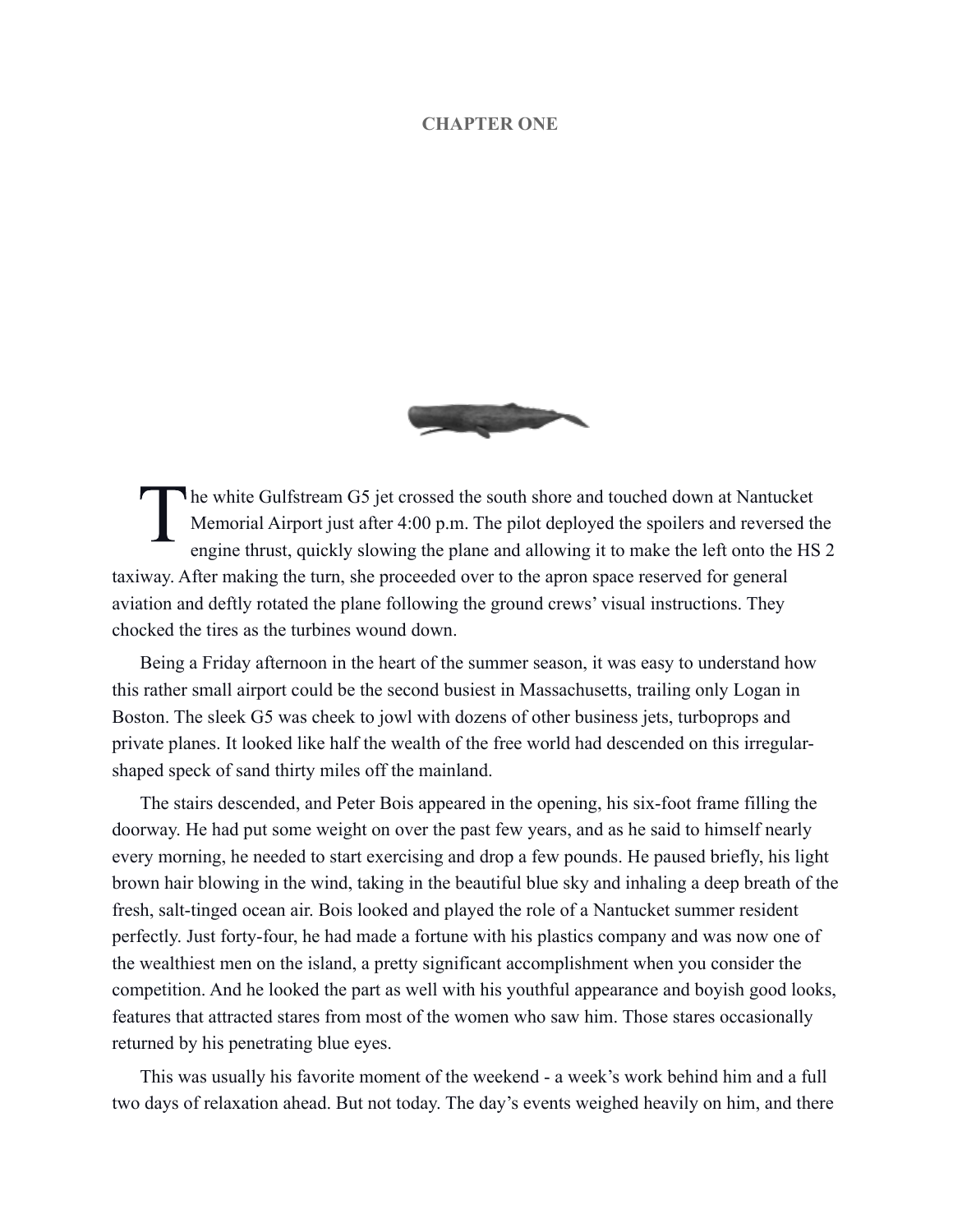# CHAPTER ONE

The white Gulfstream G5 jet crossed the south shore and touched down at Nantucket Memorial Airport just after 4:00 p.m. The pilot deployed the spoilers and reversed the engine thrust, quickly slowing the plane and allowing it to make the left onto the HS 2 taxiway. After making the turn, she proceeded over to the apron space reserved for general aviation and deftly rotated the plane following the ground crews' visual instructions. They chocked the tires as the turbines wound down.

Being a Friday afternoon in the heart of the summer season, it was easy to understand how this rather small airport could be the second busiest in Massachusetts, trailing only Logan in Boston. The sleek G5 was cheek to jowl with dozens of other business jets, turboprops and private planes. It looked like half the wealth of the free world had descended on this irregular-shaped speck of sand thirty miles off the mainland.

The stairs descended, and Peter Bois appeared in the opening, his six-foot frame filling the doorway. He had put some weight on over the past few years, and as he said to himself nearly every morning, he needed to start exercising and drop a few pounds. He paused briefly, his light brown hair blowing in the wind, taking in the beautiful blue sky and inhaling a deep breath of the fresh, salt-tinged ocean air. Bois looked and played the role of a Nantucket summer resident perfectly. Just forty-four, he had made a fortune with his plastics company and was now one of the wealthiest men on the island, a pretty significant accomplishment when you consider the competition. And he looked the part as well with his youthful appearance and boyish good looks, features that attracted stares from most of the women who saw him. Those stares occasionally returned by his penetrating blue eyes.

This was usually his favorite moment of the weekend - a week's work behind him and a full two days of relaxation ahead. But not today. The day's events weighed heavily on him, and there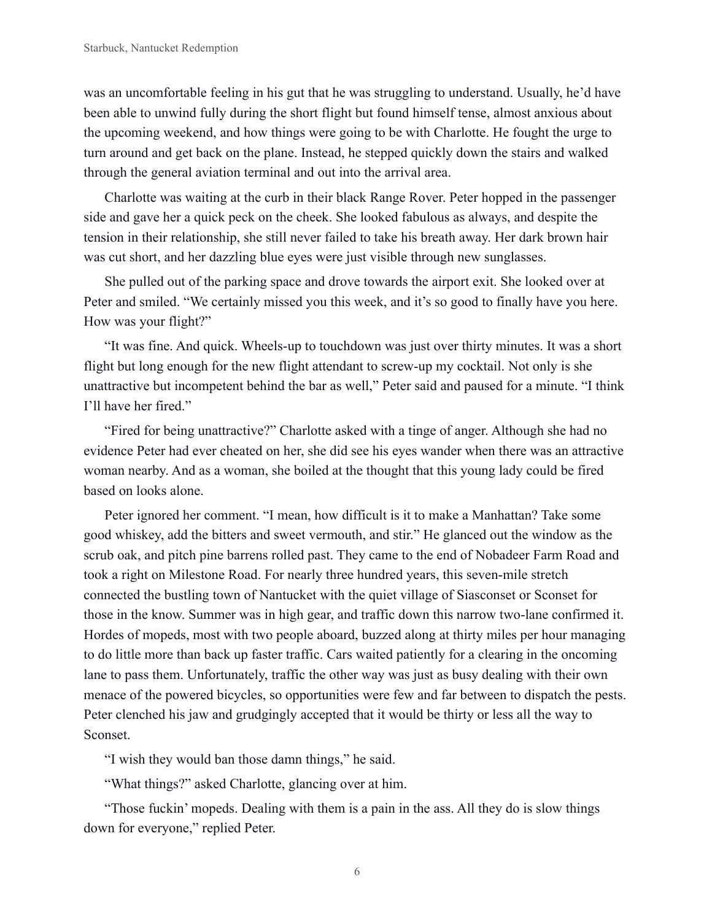was an uncomfortable feeling in his gut that he was struggling to understand. Usually, he'd have been able to unwind fully during the short flight but found himself tense, almost anxious about the upcoming weekend, and how things were going to be with Charlotte. He fought the urge to turn around and get back on the plane. Instead, he stepped quickly down the stairs and walked through the general aviation terminal and out into the arrival area.

Charlotte was waiting at the curb in their black Range Rover. Peter hopped in the passenger side and gave her a quick peck on the cheek. She looked fabulous as always, and despite the tension in their relationship, she still never failed to take his breath away. Her dark brown hair was cut short, and her dazzling blue eyes were just visible through new sunglasses.

She pulled out of the parking space and drove towards the airport exit. She looked over at Peter and smiled. "We certainly missed you this week, and it's so good to finally have you here. How was your flight?"

"It was fine. And quick. Wheels-up to touchdown was just over thirty minutes. It was a short flight but long enough for the new flight attendant to screw-up my cocktail. Not only is she unattractive but incompetent behind the bar as well," Peter said and paused for a minute. "I think I'll have her fired."

"Fired for being unattractive?" Charlotte asked with a tinge of anger. Although she had no evidence Peter had ever cheated on her, she did see his eyes wander when there was an attractive woman nearby. And as a woman, she boiled at the thought that this young lady could be fired based on looks alone.

Peter ignored her comment. "I mean, how difficult is it to make a Manhattan? Take some good whiskey, add the bitters and sweet vermouth, and stir." He glanced out the window as the scrub oak, and pitch pine barrens rolled past. They came to the end of Nobadeer Farm Road and took a right on Milestone Road. For nearly three hundred years, this seven-mile stretch connected the bustling town of Nantucket with the quiet village of Siasconset or Sconset for those in the know. Summer was in high gear, and traffic down this narrow two-lane confirmed it. Hordes of mopeds, most with two people aboard, buzzed along at thirty miles per hour managing to do little more than back up faster traffic. Cars waited patiently for a clearing in the oncoming lane to pass them. Unfortunately, traffic the other way was just as busy dealing with their own menace of the powered bicycles, so opportunities were few and far between to dispatch the pests. Peter clenched his jaw and grudgingly accepted that it would be thirty or less all the way to Sconset.

"I wish they would ban those damn things," he said.

"What things?" asked Charlotte, glancing over at him.

"Those fuckin' mopeds. Dealing with them is a pain in the ass. All they do is slow things down for everyone," replied Peter.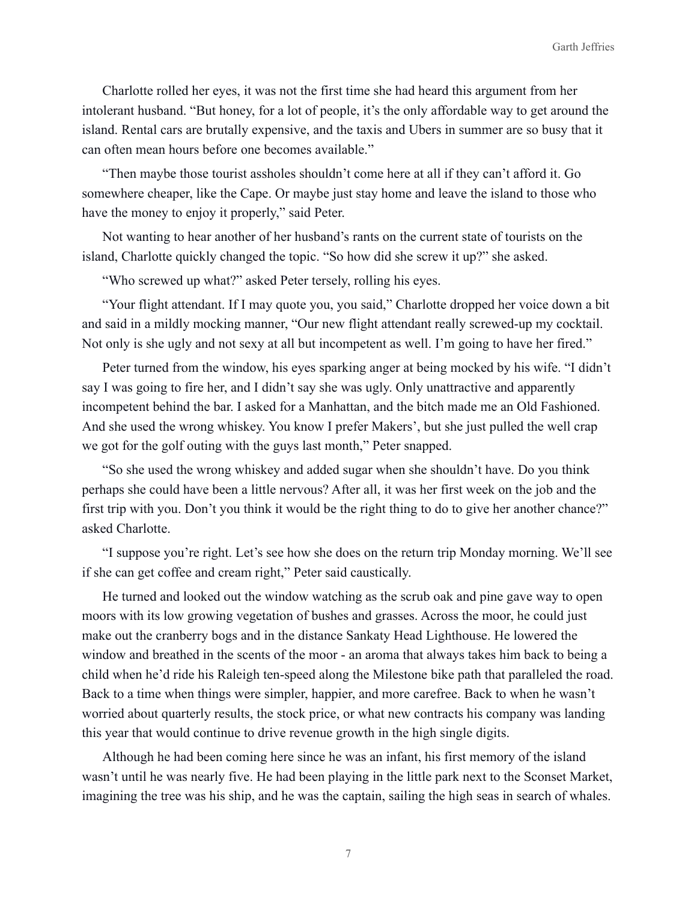Charlotte rolled her eyes, it was not the first time she had heard this argument from her intolerant husband. "But honey, for a lot of people, it's the only affordable way to get around the island. Rental cars are brutally expensive, and the taxis and Ubers in summer are so busy that it can often mean hours before one becomes available."

"Then maybe those tourist assholes shouldn't come here at all if they can't afford it. Go somewhere cheaper, like the Cape. Or maybe just stay home and leave the island to those who have the money to enjoy it properly," said Peter.

Not wanting to hear another of her husband's rants on the current state of tourists on the island, Charlotte quickly changed the topic. "So how did she screw it up?" she asked.

"Who screwed up what?" asked Peter tersely, rolling his eyes.

"Your flight attendant. If I may quote you, you said," Charlotte dropped her voice down a bit and said in a mildly mocking manner, "Our new flight attendant really screwed-up my cocktail. Not only is she ugly and not sexy at all but incompetent as well. I'm going to have her fired."

Peter turned from the window, his eyes sparking anger at being mocked by his wife. "I didn't say I was going to fire her, and I didn't say she was ugly. Only unattractive and apparently incompetent behind the bar. I asked for a Manhattan, and the bitch made me an Old Fashioned. And she used the wrong whiskey. You know I prefer Makers', but she just pulled the well crap we got for the golf outing with the guys last month," Peter snapped.

"So she used the wrong whiskey and added sugar when she shouldn't have. Do you think perhaps she could have been a little nervous? After all, it was her first week on the job and the first trip with you. Don't you think it would be the right thing to do to give her another chance?" asked Charlotte.

"I suppose you're right. Let's see how she does on the return trip Monday morning. We'll see if she can get coffee and cream right," Peter said caustically.

He turned and looked out the window watching as the scrub oak and pine gave way to open moors with its low growing vegetation of bushes and grasses. Across the moor, he could just make out the cranberry bogs and in the distance Sankaty Head Lighthouse. He lowered the window and breathed in the scents of the moor - an aroma that always takes him back to being a child when he'd ride his Raleigh ten-speed along the Milestone bike path that paralleled the road. Back to a time when things were simpler, happier, and more carefree. Back to when he wasn't worried about quarterly results, the stock price, or what new contracts his company was landing this year that would continue to drive revenue growth in the high single digits.

Although he had been coming here since he was an infant, his first memory of the island wasn't until he was nearly five. He had been playing in the little park next to the Sconset Market, imagining the tree was his ship, and he was the captain, sailing the high seas in search of whales.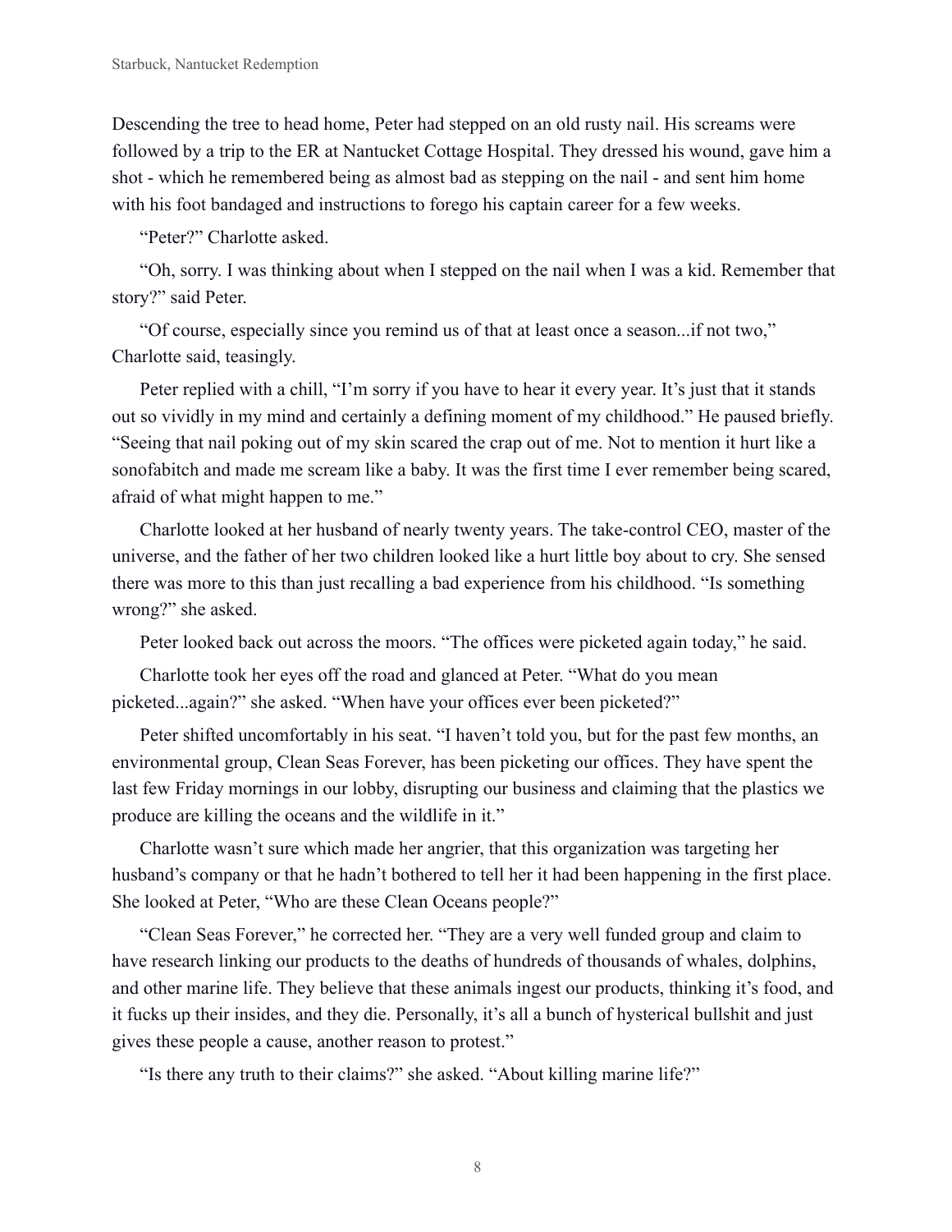Descending the tree to head home, Peter had stepped on an old rusty nail. His screams were followed by a trip to the ER at Nantucket Cottage Hospital. They dressed his wound, gave him a shot - which he remembered being as almost bad as stepping on the nail - and sent him home with his foot bandaged and instructions to forego his captain career for a few weeks.

"Peter?" Charlotte asked.

"Oh, sorry. I was thinking about when I stepped on the nail when I was a kid. Remember that story?" said Peter.

"Of course, especially since you remind us of that at least once a season...if not two," Charlotte said, teasingly.

Peter replied with a chill, "I'm sorry if you have to hear it every year. It's just that it stands out so vividly in my mind and certainly a defining moment of my childhood." He paused briefly. "Seeing that nail poking out of my skin scared the crap out of me. Not to mention it hurt like a sonofabitch and made me scream like a baby. It was the first time I ever remember being scared, afraid of what might happen to me."

Charlotte looked at her husband of nearly twenty years. The take-control CEO, master of the universe, and the father of her two children looked like a hurt little boy about to cry. She sensed there was more to this than just recalling a bad experience from his childhood. "Is something wrong?" she asked.

Peter looked back out across the moors. "The offices were picketed again today," he said.

Charlotte took her eyes off the road and glanced at Peter. "What do you mean picketed...again?" she asked. "When have your offices ever been picketed?"

Peter shifted uncomfortably in his seat. "I haven't told you, but for the past few months, an environmental group, Clean Seas Forever, has been picketing our offices. They have spent the last few Friday mornings in our lobby, disrupting our business and claiming that the plastics we produce are killing the oceans and the wildlife in it."

Charlotte wasn't sure which made her angrier, that this organization was targeting her husband's company or that he hadn't bothered to tell her it had been happening in the first place. She looked at Peter, "Who are these Clean Oceans people?"

"Clean Seas Forever," he corrected her. "They are a very well funded group and claim to have research linking our products to the deaths of hundreds of thousands of whales, dolphins, and other marine life. They believe that these animals ingest our products, thinking it's food, and it fucks up their insides, and they die. Personally, it's all a bunch of hysterical bullshit and just gives these people a cause, another reason to protest."

"Is there any truth to their claims?" she asked. "About killing marine life?"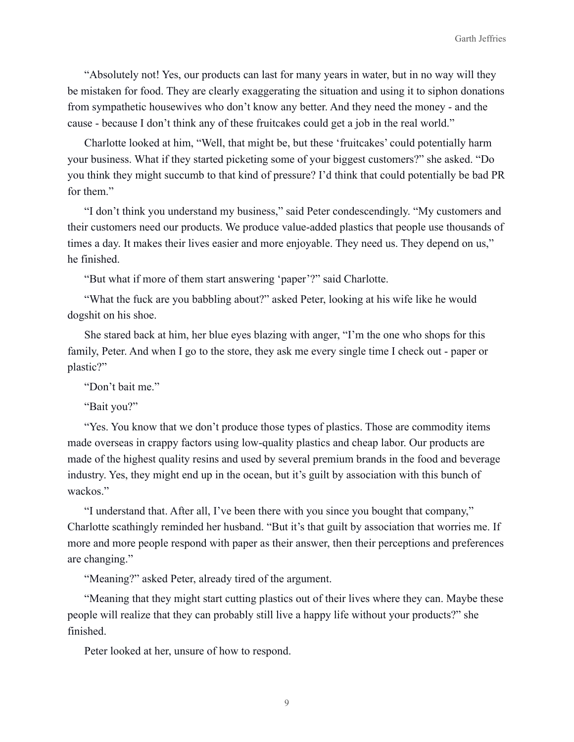"Absolutely not! Yes, our products can last for many years in water, but in no way will they be mistaken for food. They are clearly exaggerating the situation and using it to siphon donations from sympathetic housewives who don't know any better. And they need the money - and the cause - because I don't think any of these fruitcakes could get a job in the real world."

Charlotte looked at him, "Well, that might be, but these 'fruitcakes' could potentially harm your business. What if they started picketing some of your biggest customers?" she asked. "Do you think they might succumb to that kind of pressure? I'd think that could potentially be bad PR for them."

"I don't think you understand my business," said Peter condescendingly. "My customers and their customers need our products. We produce value-added plastics that people use thousands of times a day. It makes their lives easier and more enjoyable. They need us. They depend on us," he finished.

"But what if more of them start answering 'paper'?" said Charlotte.

"What the fuck are you babbling about?" asked Peter, looking at his wife like he would dogshit on his shoe.

She stared back at him, her blue eyes blazing with anger, "I'm the one who shops for this family, Peter. And when I go to the store, they ask me every single time I check out - paper or plastic?"

"Don't bait me."

"Bait you?"

"Yes. You know that we don't produce those types of plastics. Those are commodity items made overseas in crappy factors using low-quality plastics and cheap labor. Our products are made of the highest quality resins and used by several premium brands in the food and beverage industry. Yes, they might end up in the ocean, but it's guilt by association with this bunch of wackos."

"I understand that. After all, I've been there with you since you bought that company," Charlotte scathingly reminded her husband. "But it's that guilt by association that worries me. If more and more people respond with paper as their answer, then their perceptions and preferences are changing."

"Meaning?" asked Peter, already tired of the argument.

"Meaning that they might start cutting plastics out of their lives where they can. Maybe these people will realize that they can probably still live a happy life without your products?" she finished.

Peter looked at her, unsure of how to respond.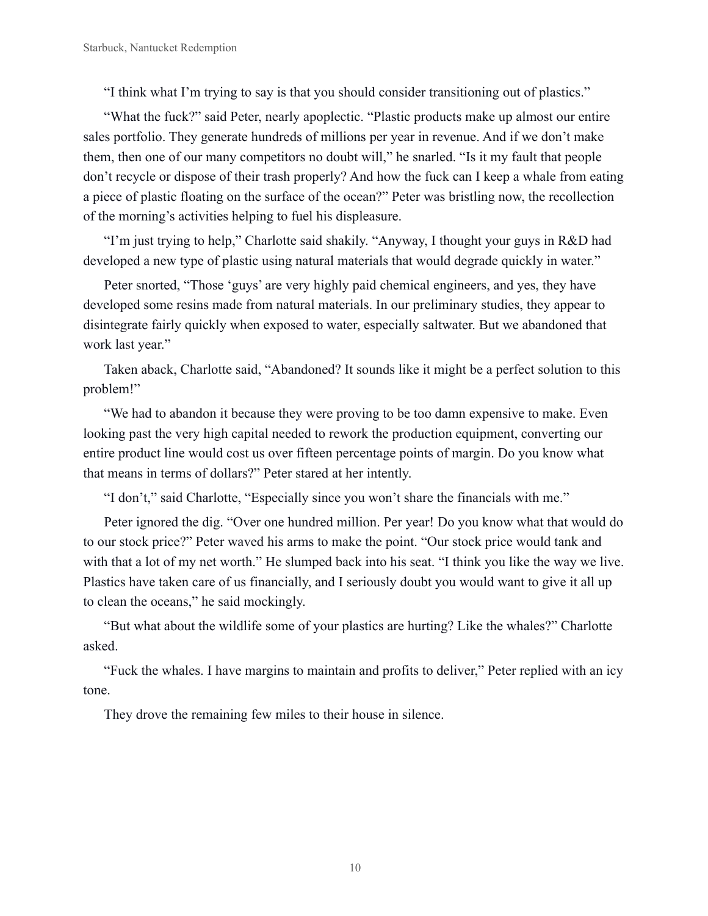"I think what I'm trying to say is that you should consider transitioning out of plastics."

"What the fuck?" said Peter, nearly apoplectic. "Plastic products make up almost our entire sales portfolio. They generate hundreds of millions per year in revenue. And if we don't make them, then one of our many competitors no doubt will," he snarled. "Is it my fault that people don't recycle or dispose of their trash properly? And how the fuck can I keep a whale from eating a piece of plastic floating on the surface of the ocean?" Peter was bristling now, the recollection of the morning's activities helping to fuel his displeasure.

"I'm just trying to help," Charlotte said shakily. "Anyway, I thought your guys in R&D had developed a new type of plastic using natural materials that would degrade quickly in water."

Peter snorted, "Those 'guys' are very highly paid chemical engineers, and yes, they have developed some resins made from natural materials. In our preliminary studies, they appear to disintegrate fairly quickly when exposed to water, especially saltwater. But we abandoned that work last year."

Taken aback, Charlotte said, "Abandoned? It sounds like it might be a perfect solution to this problem!"

"We had to abandon it because they were proving to be too damn expensive to make. Even looking past the very high capital needed to rework the production equipment, converting our entire product line would cost us over fifteen percentage points of margin. Do you know what that means in terms of dollars?" Peter stared at her intently.

"I don't," said Charlotte, "Especially since you won't share the financials with me."

Peter ignored the dig. "Over one hundred million. Per year! Do you know what that would do to our stock price?" Peter waved his arms to make the point. "Our stock price would tank and with that a lot of my net worth." He slumped back into his seat. "I think you like the way we live. Plastics have taken care of us financially, and I seriously doubt you would want to give it all up to clean the oceans," he said mockingly.

"But what about the wildlife some of your plastics are hurting? Like the whales?" Charlotte asked.

"Fuck the whales. I have margins to maintain and profits to deliver," Peter replied with an icy tone.

They drove the remaining few miles to their house in silence.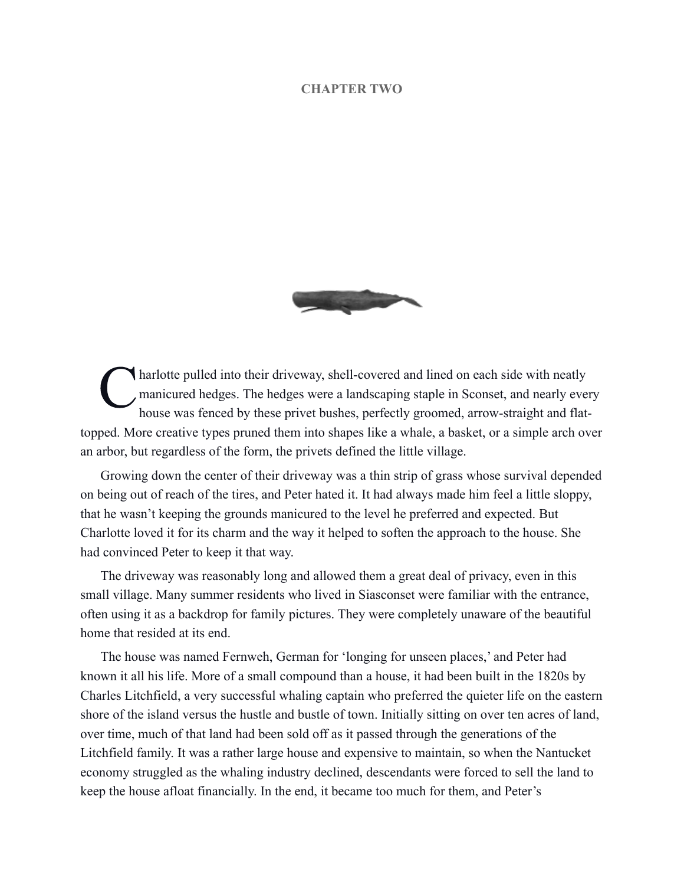## CHAPTER TWO

Charlotte pulled into their driveway, shell-covered and lined on each side with neatly manicured hedges. The hedges were a landscaping staple in Sconset, and nearly every house was fenced by these privet bushes, perfectly groomed, arrow-straight and flat-topped. More creative types pruned them into shapes like a whale, a basket, or a simple arch over an arbor, but regardless of the form, the privets defined the little village.

Growing down the center of their driveway was a thin strip of grass whose survival depended on being out of reach of the tires, and Peter hated it. It had always made him feel a little sloppy, that he wasn't keeping the grounds manicured to the level he preferred and expected. But Charlotte loved it for its charm and the way it helped to soften the approach to the house. She had convinced Peter to keep it that way.

The driveway was reasonably long and allowed them a great deal of privacy, even in this small village. Many summer residents who lived in Siasconset were familiar with the entrance, often using it as a backdrop for family pictures. They were completely unaware of the beautiful home that resided at its end.

The house was named Fernweh, German for 'longing for unseen places,' and Peter had known it all his life. More of a small compound than a house, it had been built in the 1820s by Charles Litchfield, a very successful whaling captain who preferred the quieter life on the eastern shore of the island versus the hustle and bustle of town. Initially sitting on over ten acres of land, over time, much of that land had been sold off as it passed through the generations of the Litchfield family. It was a rather large house and expensive to maintain, so when the Nantucket economy struggled as the whaling industry declined, descendants were forced to sell the land to keep the house afloat financially. In the end, it became too much for them, and Peter's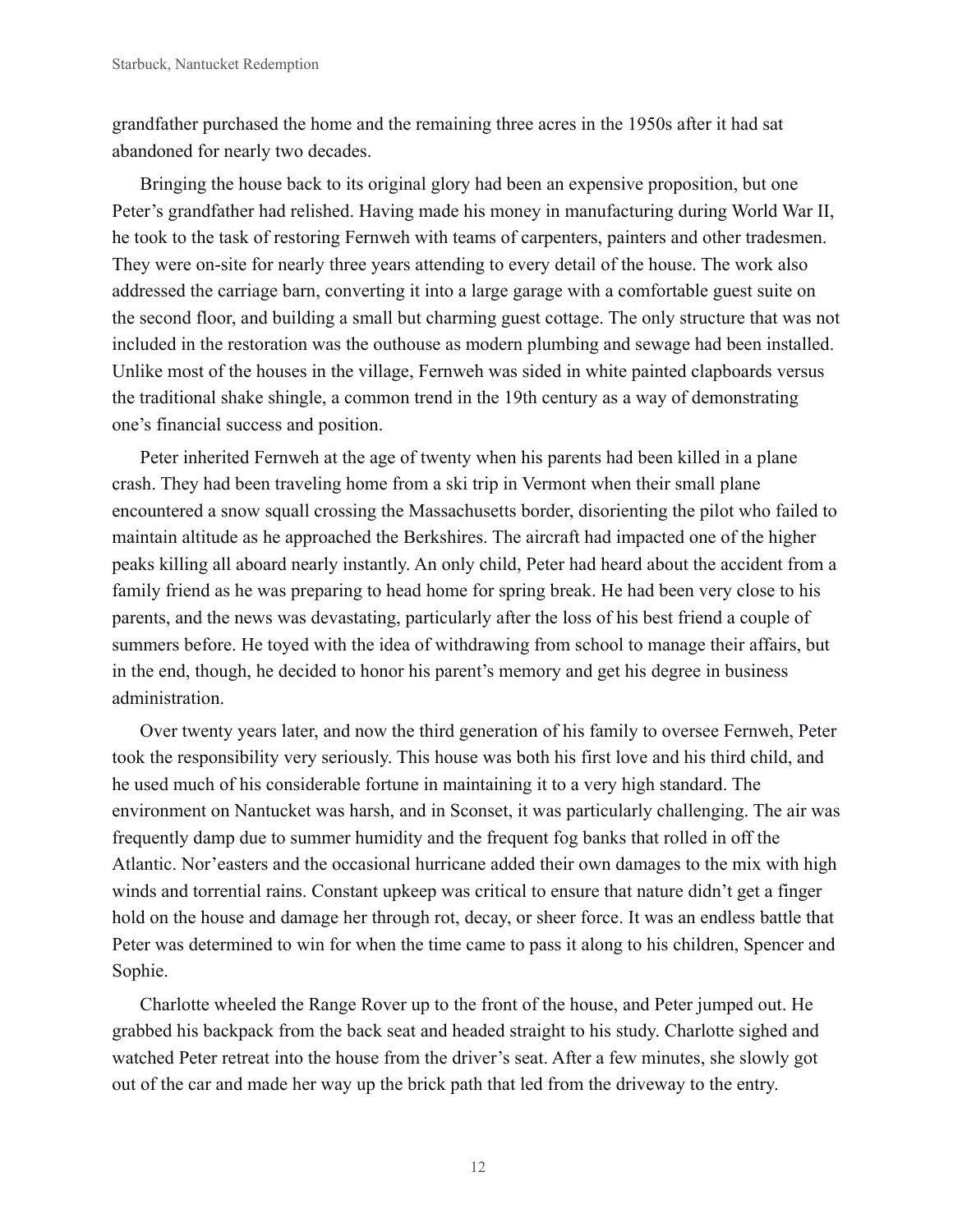grandfather purchased the home and the remaining three acres in the 1950s after it had sat abandoned for nearly two decades.

Bringing the house back to its original glory had been an expensive proposition, but one Peter's grandfather had relished. Having made his money in manufacturing during World War II, he took to the task of restoring Fernweh with teams of carpenters, painters and other tradesmen. They were on-site for nearly three years attending to every detail of the house. The work also addressed the carriage barn, converting it into a large garage with a comfortable guest suite on the second floor, and building a small but charming guest cottage. The only structure that was not included in the restoration was the outhouse as modern plumbing and sewage had been installed. Unlike most of the houses in the village, Fernweh was sided in white painted clapboards versus the traditional shake shingle, a common trend in the 19th century as a way of demonstrating one's financial success and position.

Peter inherited Fernweh at the age of twenty when his parents had been killed in a plane crash. They had been traveling home from a ski trip in Vermont when their small plane encountered a snow squall crossing the Massachusetts border, disorienting the pilot who failed to maintain altitude as he approached the Berkshires. The aircraft had impacted one of the higher peaks killing all aboard nearly instantly. An only child, Peter had heard about the accident from a family friend as he was preparing to head home for spring break. He had been very close to his parents, and the news was devastating, particularly after the loss of his best friend a couple of summers before. He toyed with the idea of withdrawing from school to manage their affairs, but in the end, though, he decided to honor his parent's memory and get his degree in business administration.

Over twenty years later, and now the third generation of his family to oversee Fernweh, Peter took the responsibility very seriously. This house was both his first love and his third child, and he used much of his considerable fortune in maintaining it to a very high standard. The environment on Nantucket was harsh, and in Sconset, it was particularly challenging. The air was frequently damp due to summer humidity and the frequent fog banks that rolled in off the Atlantic. Nor'easters and the occasional hurricane added their own damages to the mix with high winds and torrential rains. Constant upkeep was critical to ensure that nature didn't get a finger hold on the house and damage her through rot, decay, or sheer force. It was an endless battle that Peter was determined to win for when the time came to pass it along to his children, Spencer and Sophie.

Charlotte wheeled the Range Rover up to the front of the house, and Peter jumped out. He grabbed his backpack from the back seat and headed straight to his study. Charlotte sighed and watched Peter retreat into the house from the driver's seat. After a few minutes, she slowly got out of the car and made her way up the brick path that led from the driveway to the entry.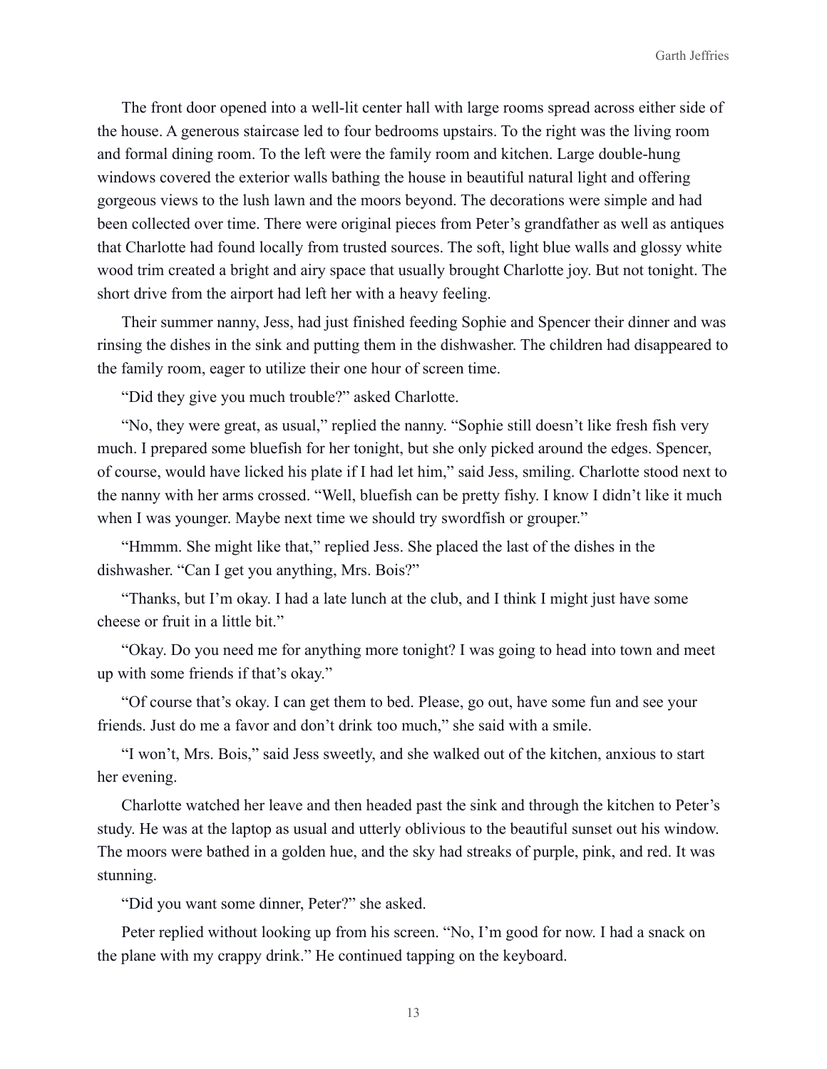The front door opened into a well-lit center hall with large rooms spread across either side of the house. A generous staircase led to four bedrooms upstairs. To the right was the living room and formal dining room. To the left were the family room and kitchen. Large double-hung windows covered the exterior walls bathing the house in beautiful natural light and offering gorgeous views to the lush lawn and the moors beyond. The decorations were simple and had been collected over time. There were original pieces from Peter's grandfather as well as antiques that Charlotte had found locally from trusted sources. The soft, light blue walls and glossy white wood trim created a bright and airy space that usually brought Charlotte joy. But not tonight. The short drive from the airport had left her with a heavy feeling.

Their summer nanny, Jess, had just finished feeding Sophie and Spencer their dinner and was rinsing the dishes in the sink and putting them in the dishwasher. The children had disappeared to the family room, eager to utilize their one hour of screen time.

"Did they give you much trouble?" asked Charlotte.

"No, they were great, as usual," replied the nanny. "Sophie still doesn't like fresh fish very much. I prepared some bluefish for her tonight, but she only picked around the edges. Spencer, of course, would have licked his plate if I had let him," said Jess, smiling. Charlotte stood next to the nanny with her arms crossed. "Well, bluefish can be pretty fishy. I know I didn't like it much when I was younger. Maybe next time we should try swordfish or grouper."

"Hmmm. She might like that," replied Jess. She placed the last of the dishes in the dishwasher. "Can I get you anything, Mrs. Bois?"

"Thanks, but I'm okay. I had a late lunch at the club, and I think I might just have some cheese or fruit in a little bit."

"Okay. Do you need me for anything more tonight? I was going to head into town and meet up with some friends if that's okay."

"Of course that's okay. I can get them to bed. Please, go out, have some fun and see your friends. Just do me a favor and don't drink too much," she said with a smile.

"I won't, Mrs. Bois," said Jess sweetly, and she walked out of the kitchen, anxious to start her evening.

Charlotte watched her leave and then headed past the sink and through the kitchen to Peter's study. He was at the laptop as usual and utterly oblivious to the beautiful sunset out his window. The moors were bathed in a golden hue, and the sky had streaks of purple, pink, and red. It was stunning.

"Did you want some dinner, Peter?" she asked.

Peter replied without looking up from his screen. "No, I'm good for now. I had a snack on the plane with my crappy drink." He continued tapping on the keyboard.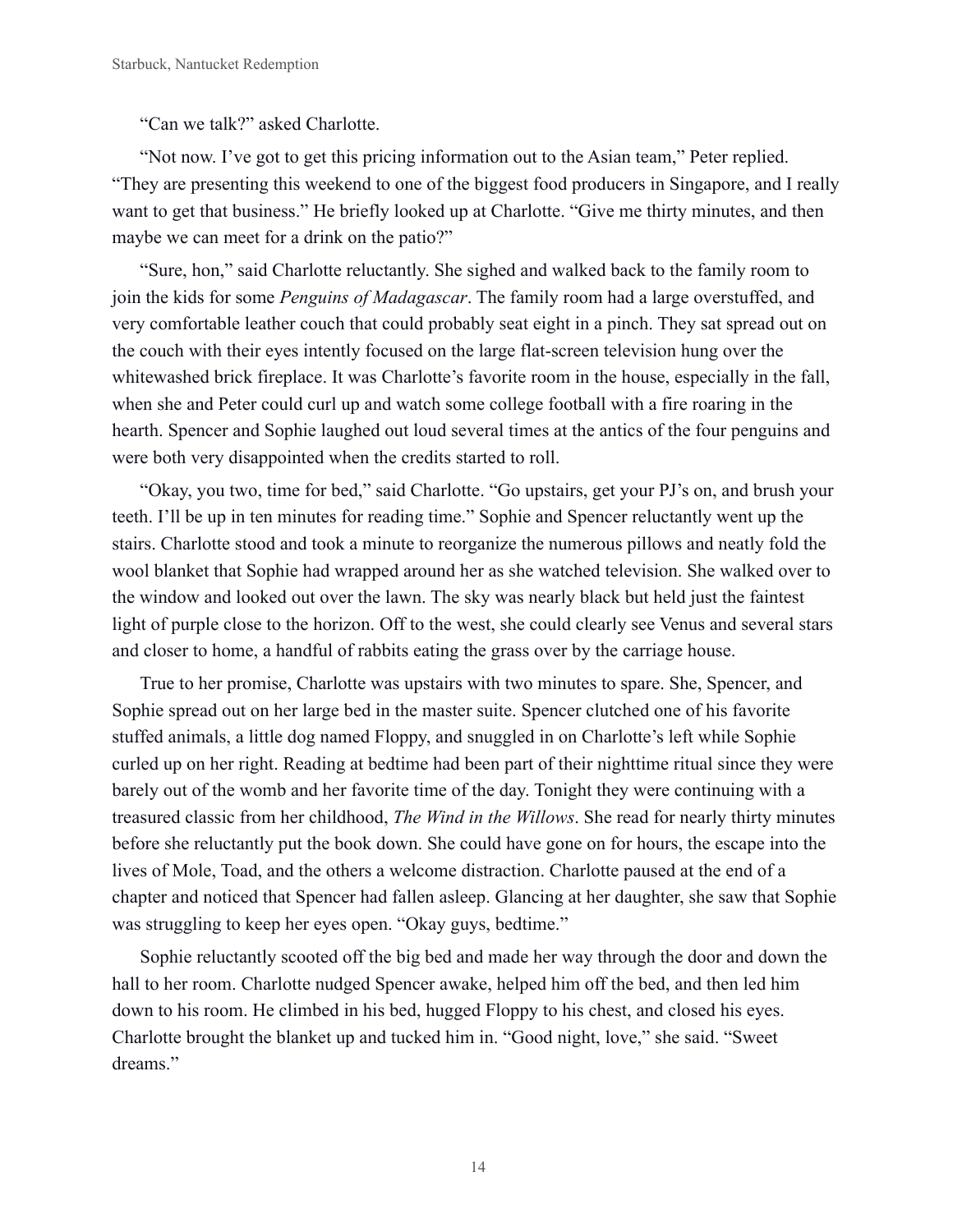"Can we talk?" asked Charlotte.

"Not now. I've got to get this pricing information out to the Asian team," Peter replied. "They are presenting this weekend to one of the biggest food producers in Singapore, and I really want to get that business." He briefly looked up at Charlotte. "Give me thirty minutes, and then maybe we can meet for a drink on the patio?"

"Sure, hon," said Charlotte reluctantly. She sighed and walked back to the family room to join the kids for some *Penguins of Madagascar*. The family room had a large overstuffed, and very comfortable leather couch that could probably seat eight in a pinch. They sat spread out on the couch with their eyes intently focused on the large flat-screen television hung over the whitewashed brick fireplace. It was Charlotte's favorite room in the house, especially in the fall, when she and Peter could curl up and watch some college football with a fire roaring in the hearth. Spencer and Sophie laughed out loud several times at the antics of the four penguins and were both very disappointed when the credits started to roll.

"Okay, you two, time for bed," said Charlotte. "Go upstairs, get your PJ's on, and brush your teeth. I'll be up in ten minutes for reading time." Sophie and Spencer reluctantly went up the stairs. Charlotte stood and took a minute to reorganize the numerous pillows and neatly fold the wool blanket that Sophie had wrapped around her as she watched television. She walked over to the window and looked out over the lawn. The sky was nearly black but held just the faintest light of purple close to the horizon. Off to the west, she could clearly see Venus and several stars and closer to home, a handful of rabbits eating the grass over by the carriage house.

True to her promise, Charlotte was upstairs with two minutes to spare. She, Spencer, and Sophie spread out on her large bed in the master suite. Spencer clutched one of his favorite stuffed animals, a little dog named Floppy, and snuggled in on Charlotte's left while Sophie curled up on her right. Reading at bedtime had been part of their nighttime ritual since they were barely out of the womb and her favorite time of the day. Tonight they were continuing with a treasured classic from her childhood, *The Wind in the Willows*. She read for nearly thirty minutes before she reluctantly put the book down. She could have gone on for hours, the escape into the lives of Mole, Toad, and the others a welcome distraction. Charlotte paused at the end of a chapter and noticed that Spencer had fallen asleep. Glancing at her daughter, she saw that Sophie was struggling to keep her eyes open. "Okay guys, bedtime."

Sophie reluctantly scooted off the big bed and made her way through the door and down the hall to her room. Charlotte nudged Spencer awake, helped him off the bed, and then led him down to his room. He climbed in his bed, hugged Floppy to his chest, and closed his eyes. Charlotte brought the blanket up and tucked him in. "Good night, love," she said. "Sweet dreams."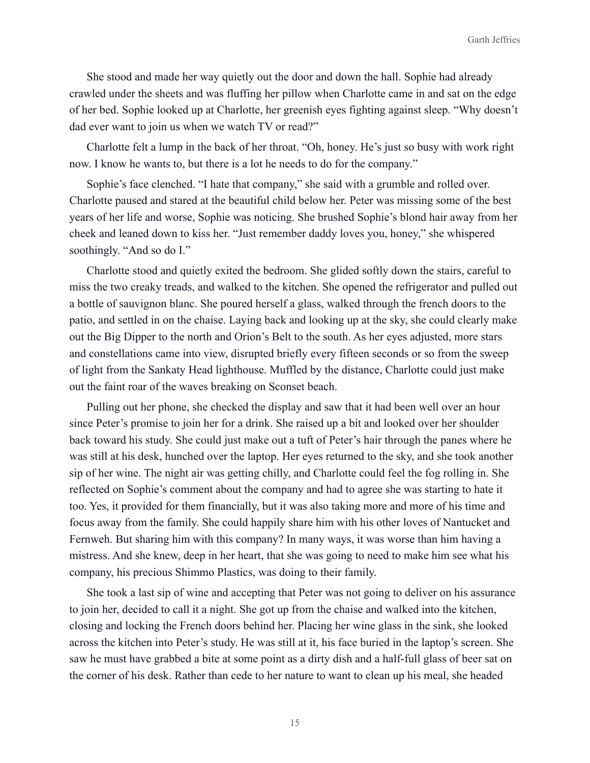She stood and made her way quietly out the door and down the hall. Sophie had already crawled under the sheets and was fluffing her pillow when Charlotte came in and sat on the edge of her bed. Sophie looked up at Charlotte, her greenish eyes fighting against sleep. "Why doesn't dad ever want to join us when we watch TV or read?"

Charlotte felt a lump in the back of her throat. "Oh, honey. He's just so busy with work right now. I know he wants to, but there is a lot he needs to do for the company."

Sophie's face clenched. "I hate that company," she said with a grumble and rolled over. Charlotte paused and stared at the beautiful child below her. Peter was missing some of the best years of her life and worse, Sophie was noticing. She brushed Sophie's blond hair away from her cheek and leaned down to kiss her. "Just remember daddy loves you, honey," she whispered soothingly. "And so do I."

Charlotte stood and quietly exited the bedroom. She glided softly down the stairs, careful to miss the two creaky treads, and walked to the kitchen. She opened the refrigerator and pulled out a bottle of sauvignon blanc. She poured herself a glass, walked through the french doors to the patio, and settled in on the chaise. Laying back and looking up at the sky, she could clearly make out the Big Dipper to the north and Orion's Belt to the south. As her eyes adjusted, more stars and constellations came into view, disrupted briefly every fifteen seconds or so from the sweep of light from the Sankaty Head lighthouse. Muffled by the distance, Charlotte could just make out the faint roar of the waves breaking on Sconset beach.

Pulling out her phone, she checked the display and saw that it had been well over an hour since Peter's promise to join her for a drink. She raised up a bit and looked over her shoulder back toward his study. She could just make out a tuft of Peter's hair through the panes where he was still at his desk, hunched over the laptop. Her eyes returned to the sky, and she took another sip of her wine. The night air was getting chilly, and Charlotte could feel the fog rolling in. She reflected on Sophie's comment about the company and had to agree she was starting to hate it too. Yes, it provided for them financially, but it was also taking more and more of his time and focus away from the family. She could happily share him with his other loves of Nantucket and Fernweh. But sharing him with this company? In many ways, it was worse than him having a mistress. And she knew, deep in her heart, that she was going to need to make him see what his company, his precious Shimmo Plastics, was doing to their family.

She took a last sip of wine and accepting that Peter was not going to deliver on his assurance to join her, decided to call it a night. She got up from the chaise and walked into the kitchen, closing and locking the French doors behind her. Placing her wine glass in the sink, she looked across the kitchen into Peter's study. He was still at it, his face buried in the laptop's screen. She saw he must have grabbed a bite at some point as a dirty dish and a half-full glass of beer sat on the corner of his desk. Rather than cede to her nature to want to clean up his meal, she headed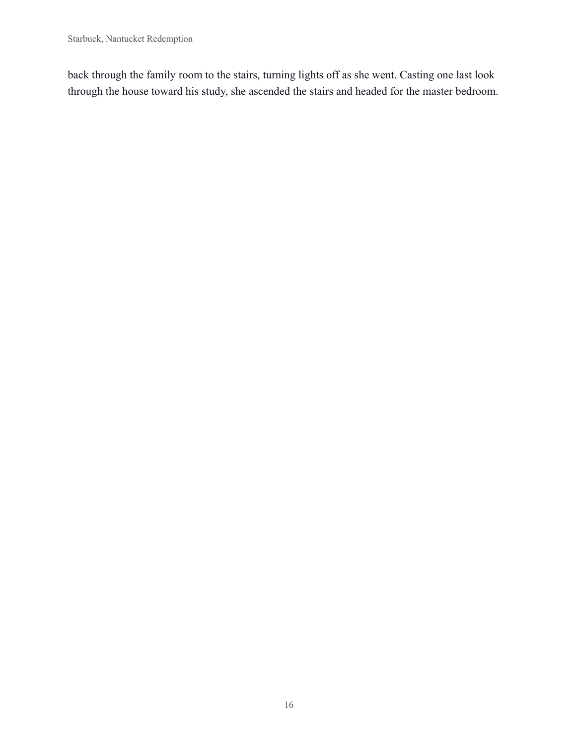back through the family room to the stairs, turning lights off as she went. Casting one last look through the house toward his study, she ascended the stairs and headed for the master bedroom.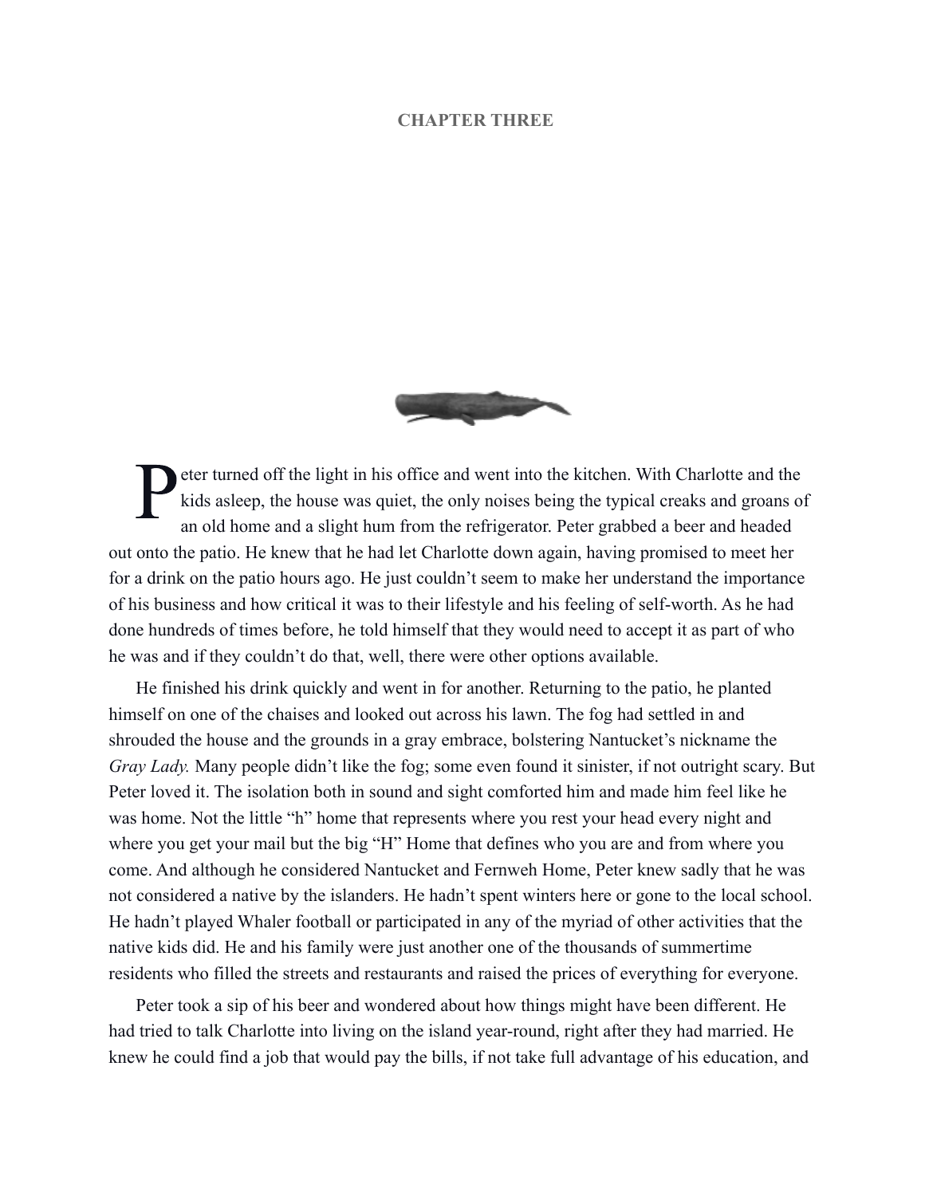# CHAPTER THREE

Peter turned off the light in his office and went into the kitchen. With Charlotte and the kids asleep, the house was quiet, the only noises being the typical creaks and groans of an old home and a slight hum from the refrigerator. Peter grabbed a beer and headed out onto the patio. He knew that he had let Charlotte down again, having promised to meet her for a drink on the patio hours ago. He just couldn't seem to make her understand the importance of his business and how critical it was to their lifestyle and his feeling of self-worth. As he had done hundreds of times before, he told himself that they would need to accept it as part of who he was and if they couldn't do that, well, there were other options available.

He finished his drink quickly and went in for another. Returning to the patio, he planted himself on one of the chaises and looked out across his lawn. The fog had settled in and shrouded the house and the grounds in a gray embrace, bolstering Nantucket's nickname the *Gray Lady.* Many people didn't like the fog; some even found it sinister, if not outright scary. But Peter loved it. The isolation both in sound and sight comforted him and made him feel like he was home. Not the little "h" home that represents where you rest your head every night and where you get your mail but the big "H" Home that defines who you are and from where you come. And although he considered Nantucket and Fernweh Home, Peter knew sadly that he was not considered a native by the islanders. He hadn't spent winters here or gone to the local school. He hadn't played Whaler football or participated in any of the myriad of other activities that the native kids did. He and his family were just another one of the thousands of summertime residents who filled the streets and restaurants and raised the prices of everything for everyone.

Peter took a sip of his beer and wondered about how things might have been different. He had tried to talk Charlotte into living on the island year-round, right after they had married. He knew he could find a job that would pay the bills, if not take full advantage of his education, and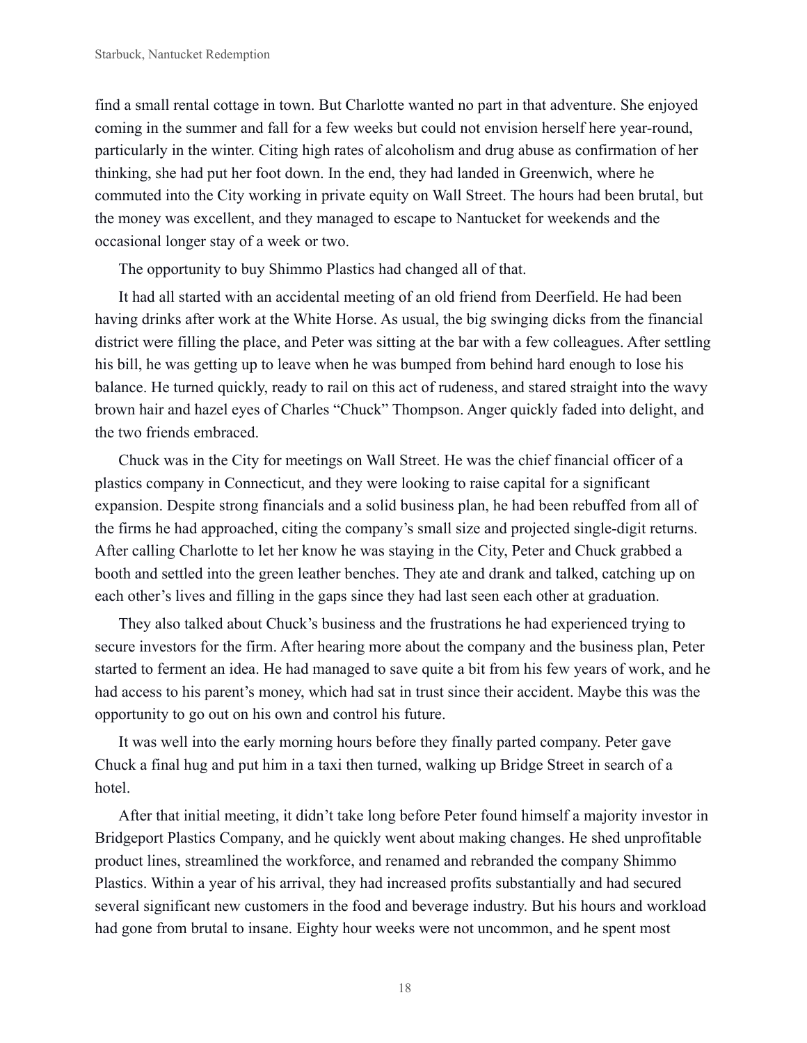find a small rental cottage in town. But Charlotte wanted no part in that adventure. She enjoyed coming in the summer and fall for a few weeks but could not envision herself here year-round, particularly in the winter. Citing high rates of alcoholism and drug abuse as confirmation of her thinking, she had put her foot down. In the end, they had landed in Greenwich, where he commuted into the City working in private equity on Wall Street. The hours had been brutal, but the money was excellent, and they managed to escape to Nantucket for weekends and the occasional longer stay of a week or two.

The opportunity to buy Shimmo Plastics had changed all of that.

It had all started with an accidental meeting of an old friend from Deerfield. He had been having drinks after work at the White Horse. As usual, the big swinging dicks from the financial district were filling the place, and Peter was sitting at the bar with a few colleagues. After settling his bill, he was getting up to leave when he was bumped from behind hard enough to lose his balance. He turned quickly, ready to rail on this act of rudeness, and stared straight into the wavy brown hair and hazel eyes of Charles "Chuck" Thompson. Anger quickly faded into delight, and the two friends embraced.

Chuck was in the City for meetings on Wall Street. He was the chief financial officer of a plastics company in Connecticut, and they were looking to raise capital for a significant expansion. Despite strong financials and a solid business plan, he had been rebuffed from all of the firms he had approached, citing the company's small size and projected single-digit returns. After calling Charlotte to let her know he was staying in the City, Peter and Chuck grabbed a booth and settled into the green leather benches. They ate and drank and talked, catching up on each other's lives and filling in the gaps since they had last seen each other at graduation.

They also talked about Chuck's business and the frustrations he had experienced trying to secure investors for the firm. After hearing more about the company and the business plan, Peter started to ferment an idea. He had managed to save quite a bit from his few years of work, and he had access to his parent's money, which had sat in trust since their accident. Maybe this was the opportunity to go out on his own and control his future.

It was well into the early morning hours before they finally parted company. Peter gave Chuck a final hug and put him in a taxi then turned, walking up Bridge Street in search of a hotel.

After that initial meeting, it didn't take long before Peter found himself a majority investor in Bridgeport Plastics Company, and he quickly went about making changes. He shed unprofitable product lines, streamlined the workforce, and renamed and rebranded the company Shimmo Plastics. Within a year of his arrival, they had increased profits substantially and had secured several significant new customers in the food and beverage industry. But his hours and workload had gone from brutal to insane. Eighty hour weeks were not uncommon, and he spent most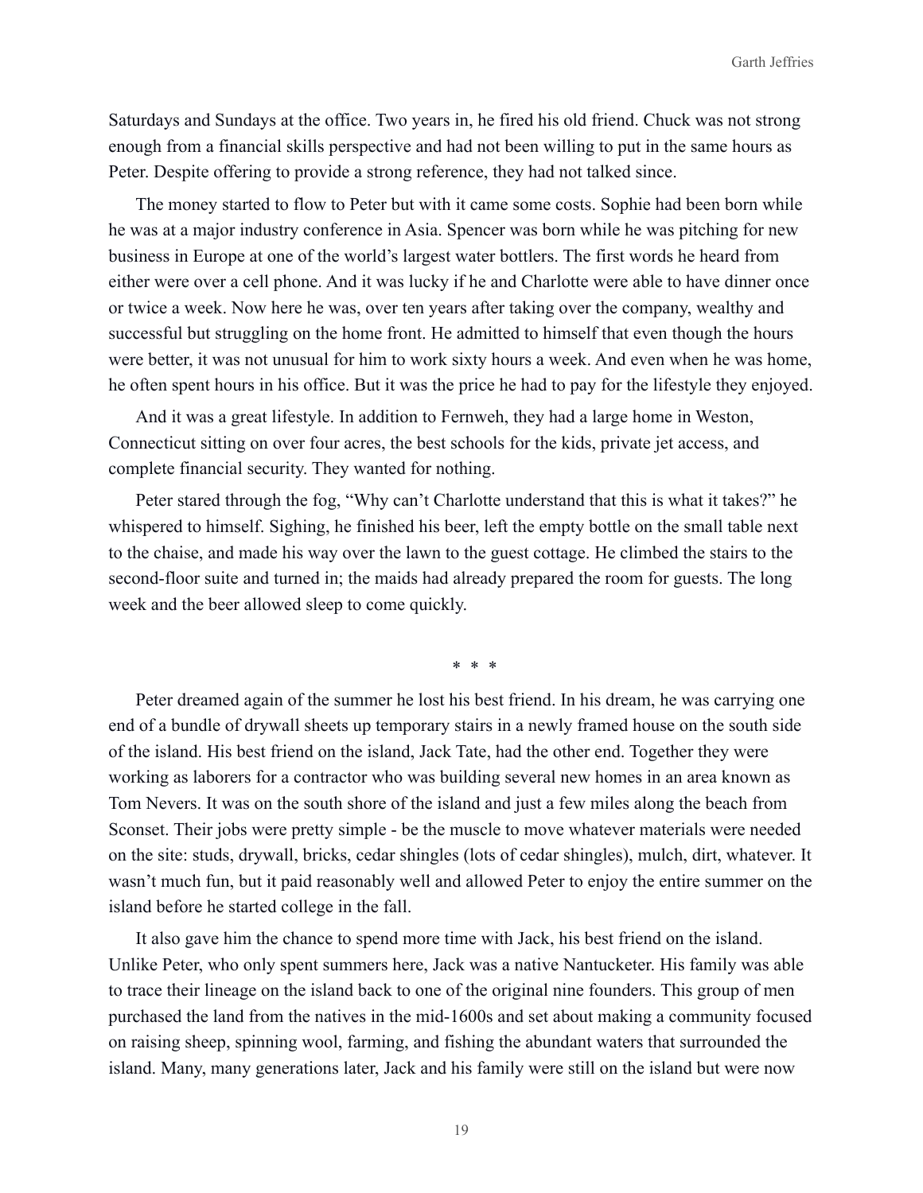Saturdays and Sundays at the office. Two years in, he fired his old friend. Chuck was not strong enough from a financial skills perspective and had not been willing to put in the same hours as Peter. Despite offering to provide a strong reference, they had not talked since.

The money started to flow to Peter but with it came some costs. Sophie had been born while he was at a major industry conference in Asia. Spencer was born while he was pitching for new business in Europe at one of the world's largest water bottlers. The first words he heard from either were over a cell phone. And it was lucky if he and Charlotte were able to have dinner once or twice a week. Now here he was, over ten years after taking over the company, wealthy and successful but struggling on the home front. He admitted to himself that even though the hours were better, it was not unusual for him to work sixty hours a week. And even when he was home, he often spent hours in his office. But it was the price he had to pay for the lifestyle they enjoyed.

And it was a great lifestyle. In addition to Fernweh, they had a large home in Weston, Connecticut sitting on over four acres, the best schools for the kids, private jet access, and complete financial security. They wanted for nothing.

Peter stared through the fog, "Why can't Charlotte understand that this is what it takes?" he whispered to himself. Sighing, he finished his beer, left the empty bottle on the small table next to the chaise, and made his way over the lawn to the guest cottage. He climbed the stairs to the second-floor suite and turned in; the maids had already prepared the room for guests. The long week and the beer allowed sleep to come quickly.

\* \* \*

Peter dreamed again of the summer he lost his best friend. In his dream, he was carrying one end of a bundle of drywall sheets up temporary stairs in a newly framed house on the south side of the island. His best friend on the island, Jack Tate, had the other end. Together they were working as laborers for a contractor who was building several new homes in an area known as Tom Nevers. It was on the south shore of the island and just a few miles along the beach from Sconset. Their jobs were pretty simple - be the muscle to move whatever materials were needed on the site: studs, drywall, bricks, cedar shingles (lots of cedar shingles), mulch, dirt, whatever. It wasn't much fun, but it paid reasonably well and allowed Peter to enjoy the entire summer on the island before he started college in the fall.

It also gave him the chance to spend more time with Jack, his best friend on the island. Unlike Peter, who only spent summers here, Jack was a native Nantucketer. His family was able to trace their lineage on the island back to one of the original nine founders. This group of men purchased the land from the natives in the mid-1600s and set about making a community focused on raising sheep, spinning wool, farming, and fishing the abundant waters that surrounded the island. Many, many generations later, Jack and his family were still on the island but were now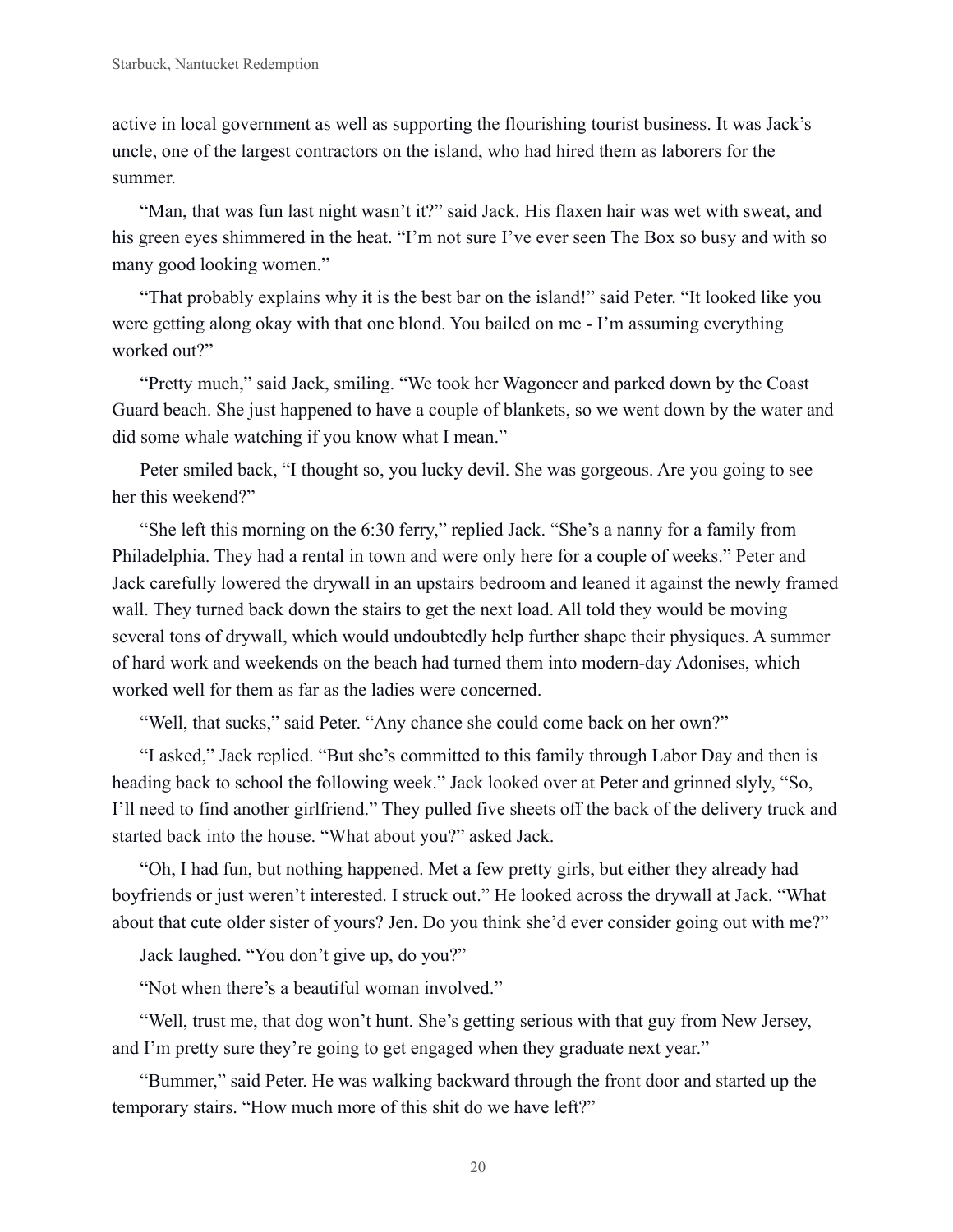active in local government as well as supporting the flourishing tourist business. It was Jack's uncle, one of the largest contractors on the island, who had hired them as laborers for the summer.

"Man, that was fun last night wasn't it?" said Jack. His flaxen hair was wet with sweat, and his green eyes shimmered in the heat. "I'm not sure I've ever seen The Box so busy and with so many good looking women."

"That probably explains why it is the best bar on the island!" said Peter. "It looked like you were getting along okay with that one blond. You bailed on me - I'm assuming everything worked out?"

"Pretty much," said Jack, smiling. "We took her Wagoneer and parked down by the Coast Guard beach. She just happened to have a couple of blankets, so we went down by the water and did some whale watching if you know what I mean."

Peter smiled back, "I thought so, you lucky devil. She was gorgeous. Are you going to see her this weekend?"

"She left this morning on the 6:30 ferry," replied Jack. "She's a nanny for a family from Philadelphia. They had a rental in town and were only here for a couple of weeks." Peter and Jack carefully lowered the drywall in an upstairs bedroom and leaned it against the newly framed wall. They turned back down the stairs to get the next load. All told they would be moving several tons of drywall, which would undoubtedly help further shape their physiques. A summer of hard work and weekends on the beach had turned them into modern-day Adonises, which worked well for them as far as the ladies were concerned.

"Well, that sucks," said Peter. "Any chance she could come back on her own?"

"I asked," Jack replied. "But she's committed to this family through Labor Day and then is heading back to school the following week." Jack looked over at Peter and grinned slyly, "So, I'll need to find another girlfriend." They pulled five sheets off the back of the delivery truck and started back into the house. "What about you?" asked Jack.

"Oh, I had fun, but nothing happened. Met a few pretty girls, but either they already had boyfriends or just weren't interested. I struck out." He looked across the drywall at Jack. "What about that cute older sister of yours? Jen. Do you think she'd ever consider going out with me?"

Jack laughed. "You don't give up, do you?"

"Not when there's a beautiful woman involved."

"Well, trust me, that dog won't hunt. She's getting serious with that guy from New Jersey, and I'm pretty sure they're going to get engaged when they graduate next year."

"Bummer," said Peter. He was walking backward through the front door and started up the temporary stairs. "How much more of this shit do we have left?"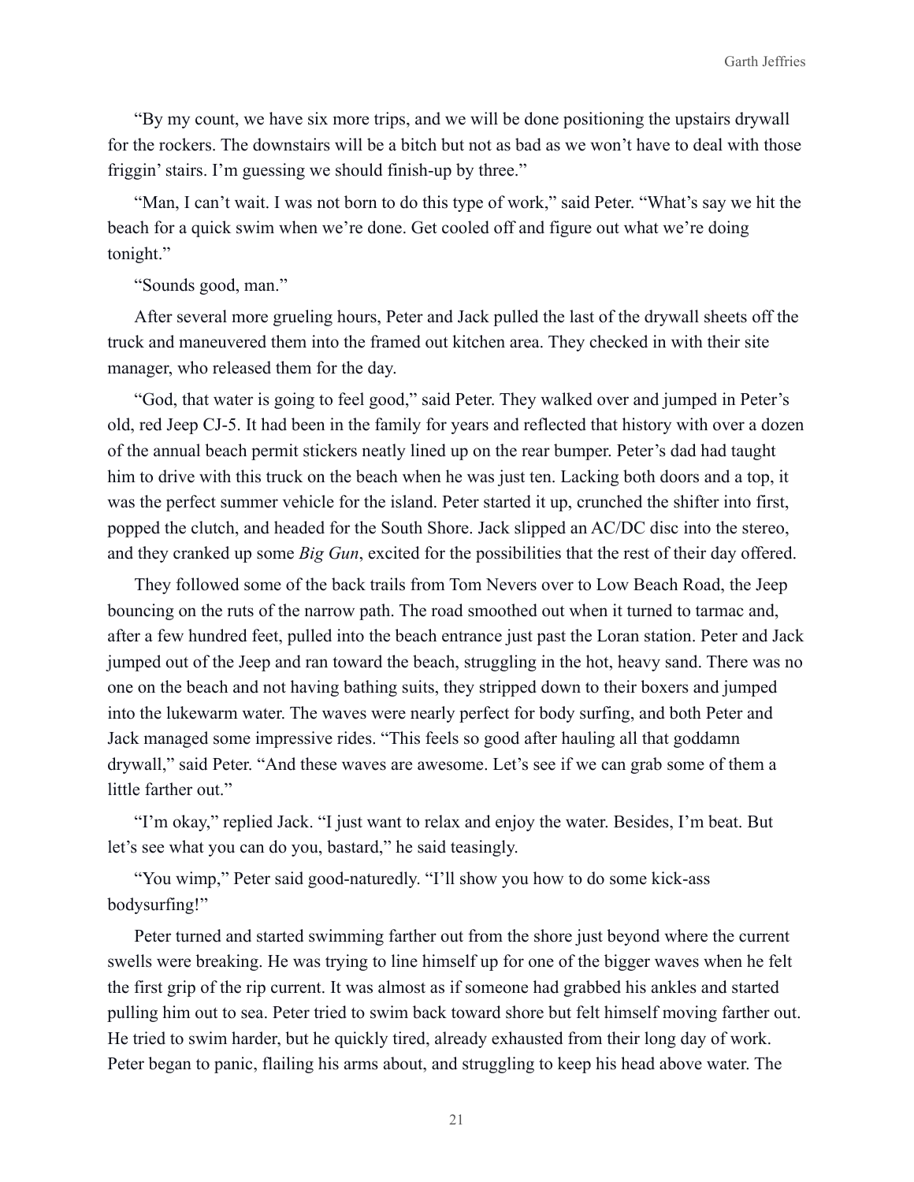"By my count, we have six more trips, and we will be done positioning the upstairs drywall for the rockers. The downstairs will be a bitch but not as bad as we won't have to deal with those friggin' stairs. I'm guessing we should finish-up by three."

"Man, I can't wait. I was not born to do this type of work," said Peter. "What's say we hit the beach for a quick swim when we're done. Get cooled off and figure out what we're doing tonight."

"Sounds good, man."

After several more grueling hours, Peter and Jack pulled the last of the drywall sheets off the truck and maneuvered them into the framed out kitchen area. They checked in with their site manager, who released them for the day.

"God, that water is going to feel good," said Peter. They walked over and jumped in Peter's old, red Jeep CJ-5. It had been in the family for years and reflected that history with over a dozen of the annual beach permit stickers neatly lined up on the rear bumper. Peter's dad had taught him to drive with this truck on the beach when he was just ten. Lacking both doors and a top, it was the perfect summer vehicle for the island. Peter started it up, crunched the shifter into first, popped the clutch, and headed for the South Shore. Jack slipped an AC/DC disc into the stereo, and they cranked up some *Big Gun*, excited for the possibilities that the rest of their day offered.

They followed some of the back trails from Tom Nevers over to Low Beach Road, the Jeep bouncing on the ruts of the narrow path. The road smoothed out when it turned to tarmac and, after a few hundred feet, pulled into the beach entrance just past the Loran station. Peter and Jack jumped out of the Jeep and ran toward the beach, struggling in the hot, heavy sand. There was no one on the beach and not having bathing suits, they stripped down to their boxers and jumped into the lukewarm water. The waves were nearly perfect for body surfing, and both Peter and Jack managed some impressive rides. "This feels so good after hauling all that goddamn drywall," said Peter. "And these waves are awesome. Let's see if we can grab some of them a little farther out."

"I'm okay," replied Jack. "I just want to relax and enjoy the water. Besides, I'm beat. But let's see what you can do you, bastard," he said teasingly.

"You wimp," Peter said good-naturedly. "I'll show you how to do some kick-ass bodysurfing!"

Peter turned and started swimming farther out from the shore just beyond where the current swells were breaking. He was trying to line himself up for one of the bigger waves when he felt the first grip of the rip current. It was almost as if someone had grabbed his ankles and started pulling him out to sea. Peter tried to swim back toward shore but felt himself moving farther out. He tried to swim harder, but he quickly tired, already exhausted from their long day of work. Peter began to panic, flailing his arms about, and struggling to keep his head above water. The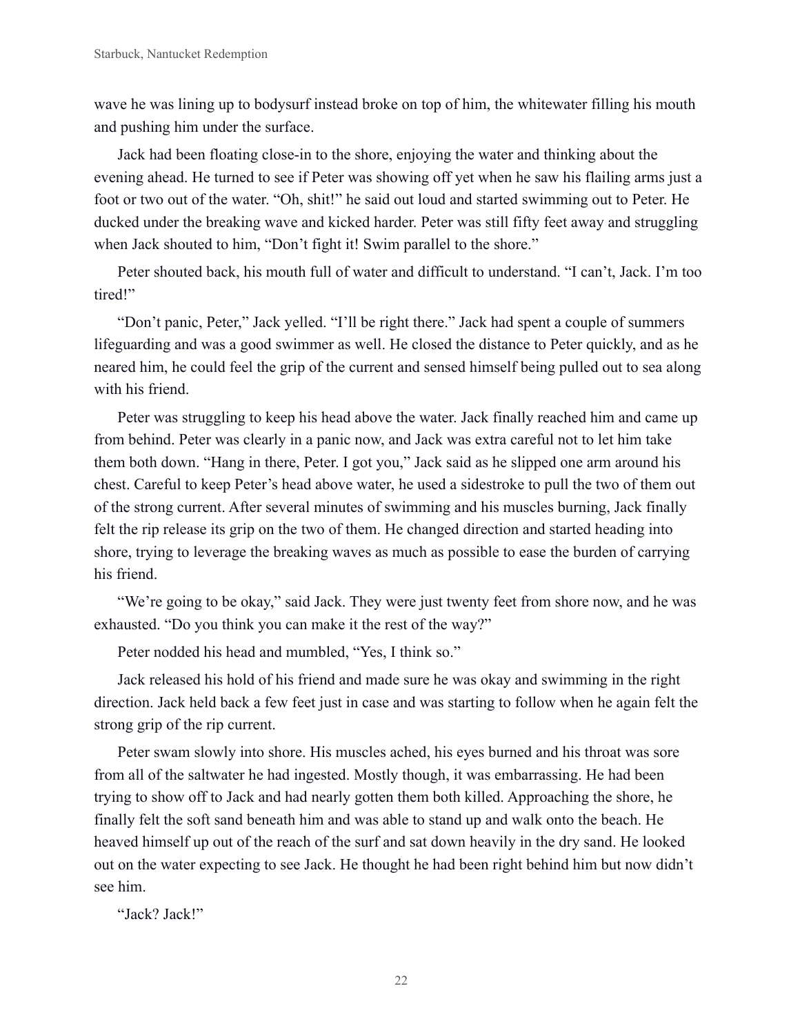wave he was lining up to bodysurf instead broke on top of him, the whitewater filling his mouth and pushing him under the surface.

Jack had been floating close-in to the shore, enjoying the water and thinking about the evening ahead. He turned to see if Peter was showing off yet when he saw his flailing arms just a foot or two out of the water. "Oh, shit!" he said out loud and started swimming out to Peter. He ducked under the breaking wave and kicked harder. Peter was still fifty feet away and struggling when Jack shouted to him, "Don't fight it! Swim parallel to the shore."

Peter shouted back, his mouth full of water and difficult to understand. "I can't, Jack. I'm too tired!"

"Don't panic, Peter," Jack yelled. "I'll be right there." Jack had spent a couple of summers lifeguarding and was a good swimmer as well. He closed the distance to Peter quickly, and as he neared him, he could feel the grip of the current and sensed himself being pulled out to sea along with his friend.

Peter was struggling to keep his head above the water. Jack finally reached him and came up from behind. Peter was clearly in a panic now, and Jack was extra careful not to let him take them both down. "Hang in there, Peter. I got you," Jack said as he slipped one arm around his chest. Careful to keep Peter's head above water, he used a sidestroke to pull the two of them out of the strong current. After several minutes of swimming and his muscles burning, Jack finally felt the rip release its grip on the two of them. He changed direction and started heading into shore, trying to leverage the breaking waves as much as possible to ease the burden of carrying his friend.

"We're going to be okay," said Jack. They were just twenty feet from shore now, and he was exhausted. "Do you think you can make it the rest of the way?"

Peter nodded his head and mumbled, "Yes, I think so."

Jack released his hold of his friend and made sure he was okay and swimming in the right direction. Jack held back a few feet just in case and was starting to follow when he again felt the strong grip of the rip current.

Peter swam slowly into shore. His muscles ached, his eyes burned and his throat was sore from all of the saltwater he had ingested. Mostly though, it was embarrassing. He had been trying to show off to Jack and had nearly gotten them both killed. Approaching the shore, he finally felt the soft sand beneath him and was able to stand up and walk onto the beach. He heaved himself up out of the reach of the surf and sat down heavily in the dry sand. He looked out on the water expecting to see Jack. He thought he had been right behind him but now didn't see him.

"Jack? Jack!"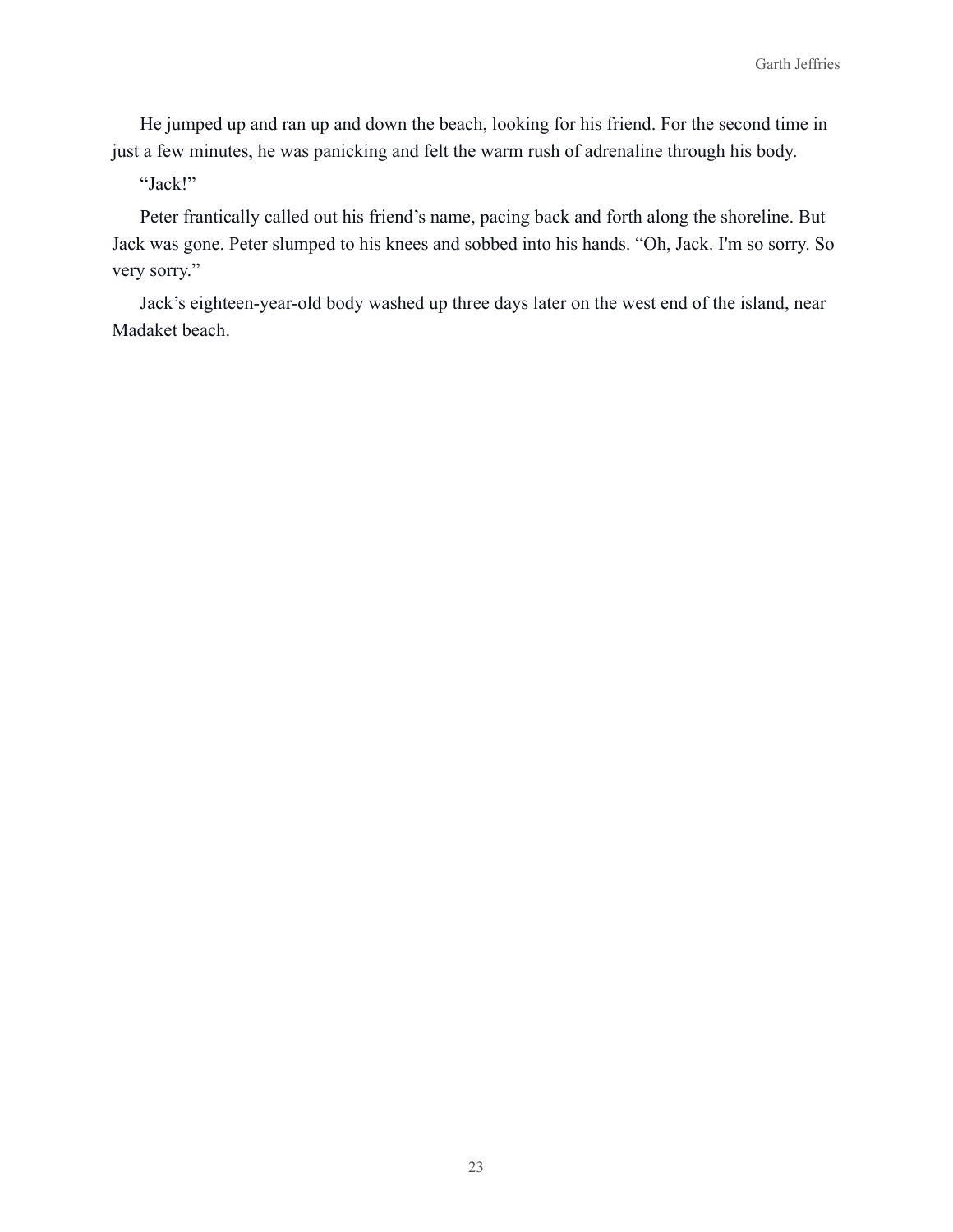He jumped up and ran up and down the beach, looking for his friend. For the second time in just a few minutes, he was panicking and felt the warm rush of adrenaline through his body.

“Jack!”

Peter frantically called out his friend’s name, pacing back and forth along the shoreline. But Jack was gone. Peter slumped to his knees and sobbed into his hands. “Oh, Jack. I'm so sorry. So very sorry.”

Jack’s eighteen-year-old body washed up three days later on the west end of the island, near Madaket beach.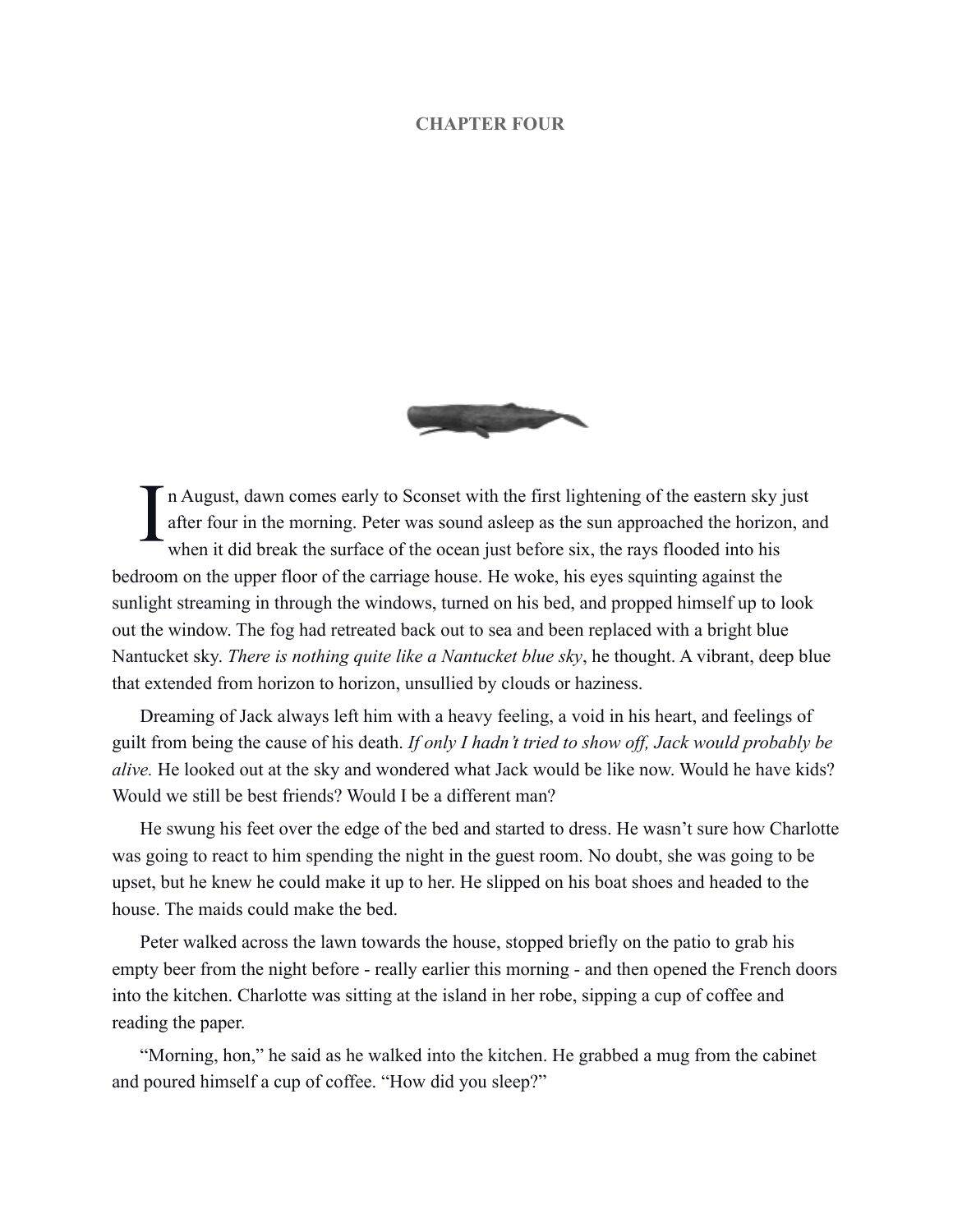# CHAPTER FOUR

In August, dawn comes early to Sconset with the first lightening of the eastern sky just after four in the morning. Peter was sound asleep as the sun approached the horizon, and when it did break the surface of the ocean just before six, the rays flooded into his bedroom on the upper floor of the carriage house. He woke, his eyes squinting against the sunlight streaming in through the windows, turned on his bed, and propped himself up to look out the window. The fog had retreated back out to sea and been replaced with a bright blue Nantucket sky. *There is nothing quite like a Nantucket blue sky*, he thought. A vibrant, deep blue that extended from horizon to horizon, unsullied by clouds or haziness.

Dreaming of Jack always left him with a heavy feeling, a void in his heart, and feelings of guilt from being the cause of his death. *If only I hadn't tried to show off, Jack would probably be alive.* He looked out at the sky and wondered what Jack would be like now. Would he have kids? Would we still be best friends? Would I be a different man?

He swung his feet over the edge of the bed and started to dress. He wasn't sure how Charlotte was going to react to him spending the night in the guest room. No doubt, she was going to be upset, but he knew he could make it up to her. He slipped on his boat shoes and headed to the house. The maids could make the bed.

Peter walked across the lawn towards the house, stopped briefly on the patio to grab his empty beer from the night before - really earlier this morning - and then opened the French doors into the kitchen. Charlotte was sitting at the island in her robe, sipping a cup of coffee and reading the paper.

"Morning, hon," he said as he walked into the kitchen. He grabbed a mug from the cabinet and poured himself a cup of coffee. "How did you sleep?"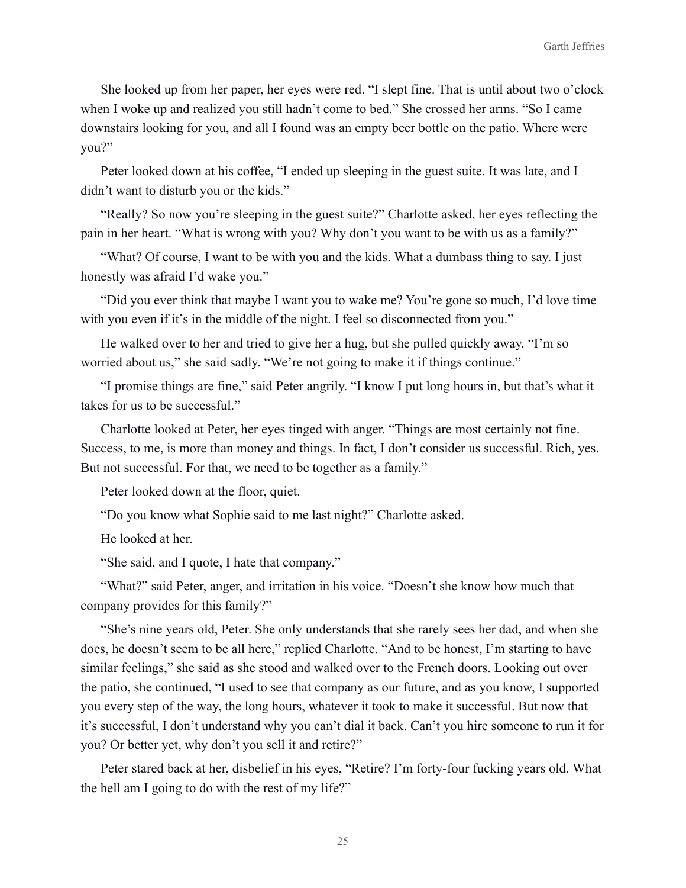She looked up from her paper, her eyes were red. "I slept fine. That is until about two o'clock when I woke up and realized you still hadn't come to bed." She crossed her arms. "So I came downstairs looking for you, and all I found was an empty beer bottle on the patio. Where were you?"

Peter looked down at his coffee, "I ended up sleeping in the guest suite. It was late, and I didn't want to disturb you or the kids."

"Really? So now you're sleeping in the guest suite?" Charlotte asked, her eyes reflecting the pain in her heart. "What is wrong with you? Why don't you want to be with us as a family?"

"What? Of course, I want to be with you and the kids. What a dumbass thing to say. I just honestly was afraid I'd wake you."

"Did you ever think that maybe I want you to wake me? You're gone so much, I'd love time with you even if it's in the middle of the night. I feel so disconnected from you."

He walked over to her and tried to give her a hug, but she pulled quickly away. "I'm so worried about us," she said sadly. "We're not going to make it if things continue."

"I promise things are fine," said Peter angrily. "I know I put long hours in, but that's what it takes for us to be successful."

Charlotte looked at Peter, her eyes tinged with anger. "Things are most certainly not fine. Success, to me, is more than money and things. In fact, I don't consider us successful. Rich, yes. But not successful. For that, we need to be together as a family."

Peter looked down at the floor, quiet.

"Do you know what Sophie said to me last night?" Charlotte asked.

He looked at her.

"She said, and I quote, I hate that company."

"What?" said Peter, anger, and irritation in his voice. "Doesn't she know how much that company provides for this family?"

"She's nine years old, Peter. She only understands that she rarely sees her dad, and when she does, he doesn't seem to be all here," replied Charlotte. "And to be honest, I'm starting to have similar feelings," she said as she stood and walked over to the French doors. Looking out over the patio, she continued, "I used to see that company as our future, and as you know, I supported you every step of the way, the long hours, whatever it took to make it successful. But now that it's successful, I don't understand why you can't dial it back. Can't you hire someone to run it for you? Or better yet, why don't you sell it and retire?"

Peter stared back at her, disbelief in his eyes, "Retire? I'm forty-four fucking years old. What the hell am I going to do with the rest of my life?"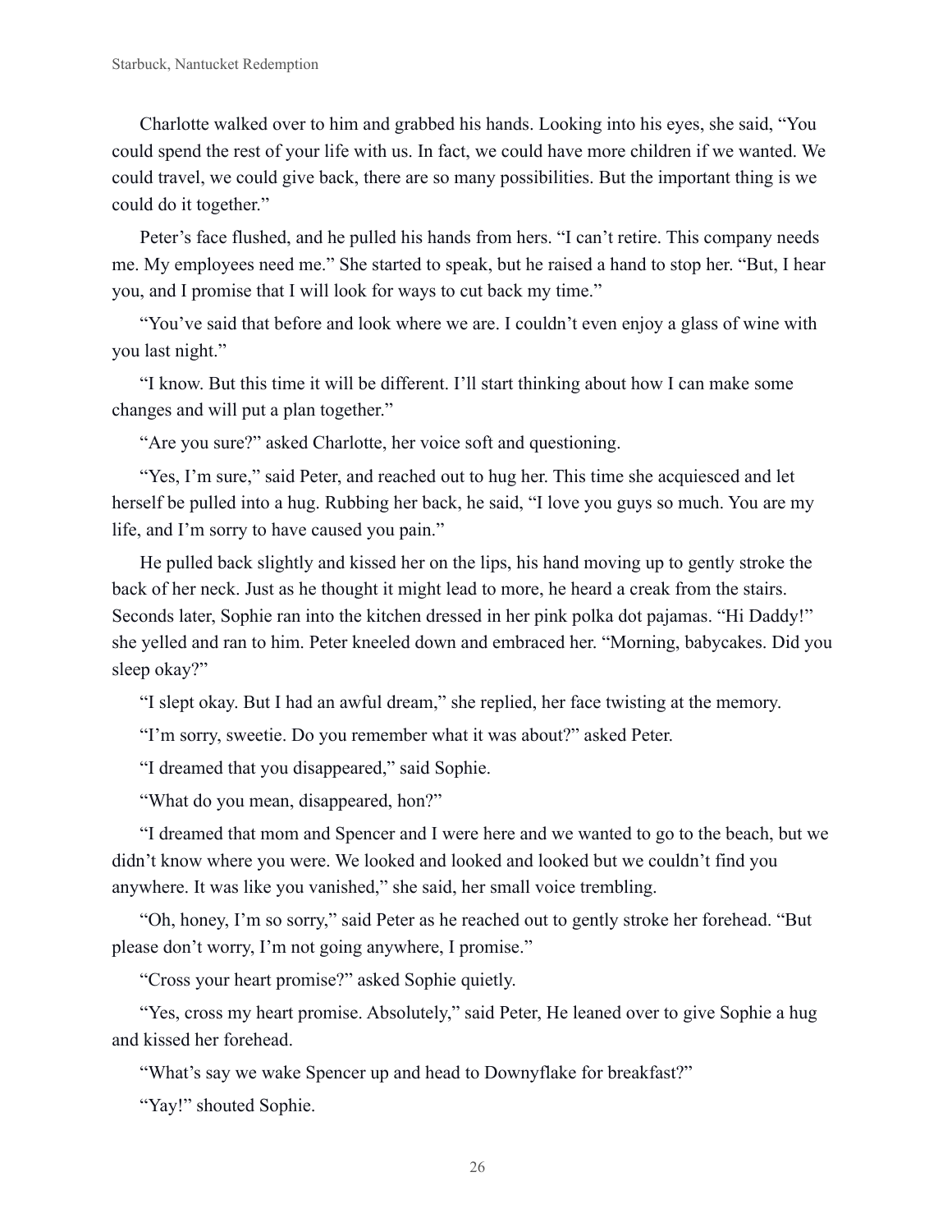Charlotte walked over to him and grabbed his hands. Looking into his eyes, she said, "You could spend the rest of your life with us. In fact, we could have more children if we wanted. We could travel, we could give back, there are so many possibilities. But the important thing is we could do it together."

Peter's face flushed, and he pulled his hands from hers. "I can't retire. This company needs me. My employees need me." She started to speak, but he raised a hand to stop her. "But, I hear you, and I promise that I will look for ways to cut back my time."

"You've said that before and look where we are. I couldn't even enjoy a glass of wine with you last night."

"I know. But this time it will be different. I'll start thinking about how I can make some changes and will put a plan together."

"Are you sure?" asked Charlotte, her voice soft and questioning.

"Yes, I'm sure," said Peter, and reached out to hug her. This time she acquiesced and let herself be pulled into a hug. Rubbing her back, he said, "I love you guys so much. You are my life, and I'm sorry to have caused you pain."

He pulled back slightly and kissed her on the lips, his hand moving up to gently stroke the back of her neck. Just as he thought it might lead to more, he heard a creak from the stairs. Seconds later, Sophie ran into the kitchen dressed in her pink polka dot pajamas. "Hi Daddy!" she yelled and ran to him. Peter kneeled down and embraced her. "Morning, babycakes. Did you sleep okay?"

"I slept okay. But I had an awful dream," she replied, her face twisting at the memory.

"I'm sorry, sweetie. Do you remember what it was about?" asked Peter.

"I dreamed that you disappeared," said Sophie.

"What do you mean, disappeared, hon?"

"I dreamed that mom and Spencer and I were here and we wanted to go to the beach, but we didn't know where you were. We looked and looked and looked but we couldn't find you anywhere. It was like you vanished," she said, her small voice trembling.

"Oh, honey, I'm so sorry," said Peter as he reached out to gently stroke her forehead. "But please don't worry, I'm not going anywhere, I promise."

"Cross your heart promise?" asked Sophie quietly.

"Yes, cross my heart promise. Absolutely," said Peter, He leaned over to give Sophie a hug and kissed her forehead.

"What's say we wake Spencer up and head to Downyflake for breakfast?"

"Yay!" shouted Sophie.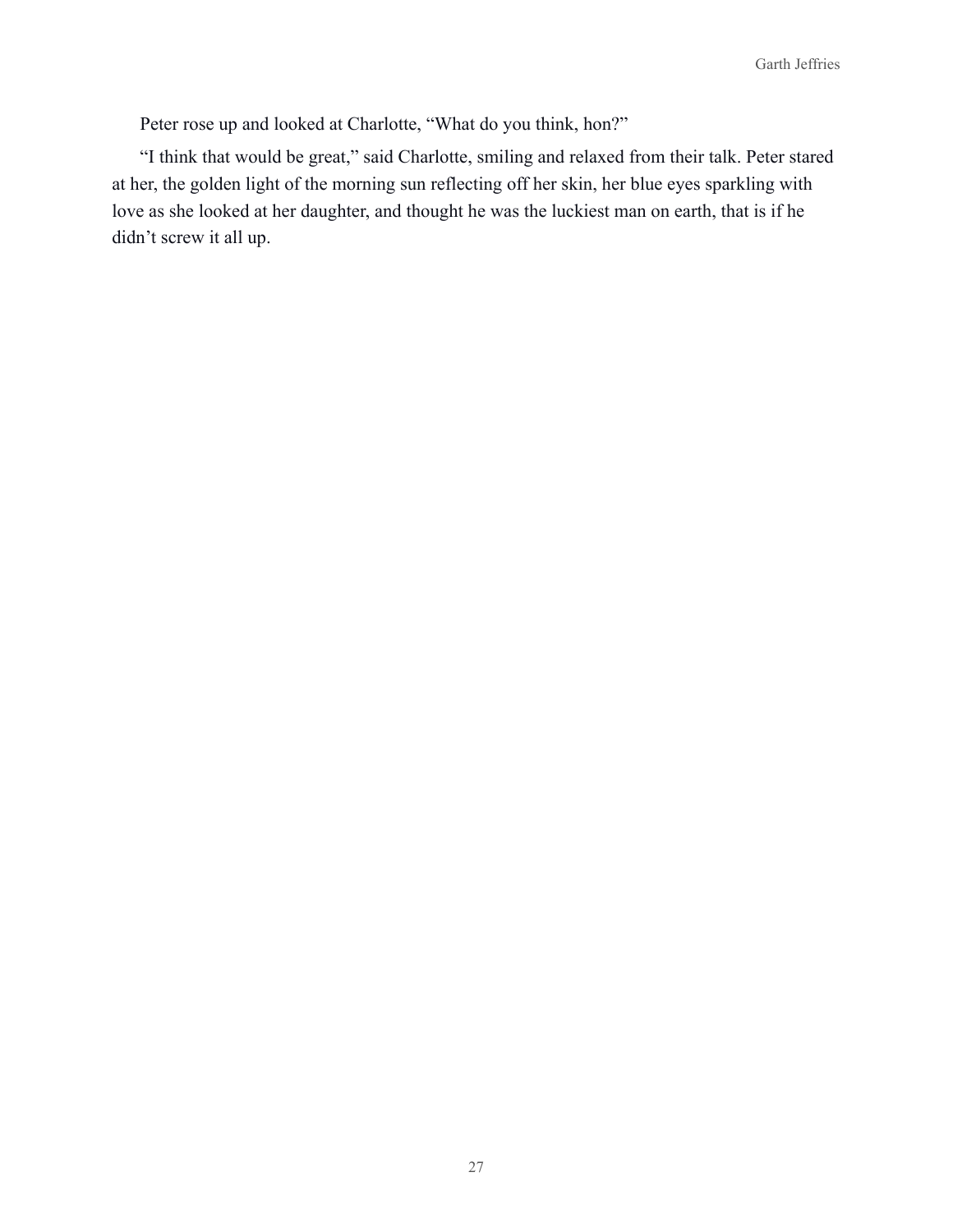Peter rose up and looked at Charlotte, “What do you think, hon?”

“I think that would be great,” said Charlotte, smiling and relaxed from their talk. Peter stared at her, the golden light of the morning sun reflecting off her skin, her blue eyes sparkling with love as she looked at her daughter, and thought he was the luckiest man on earth, that is if he didn’t screw it all up.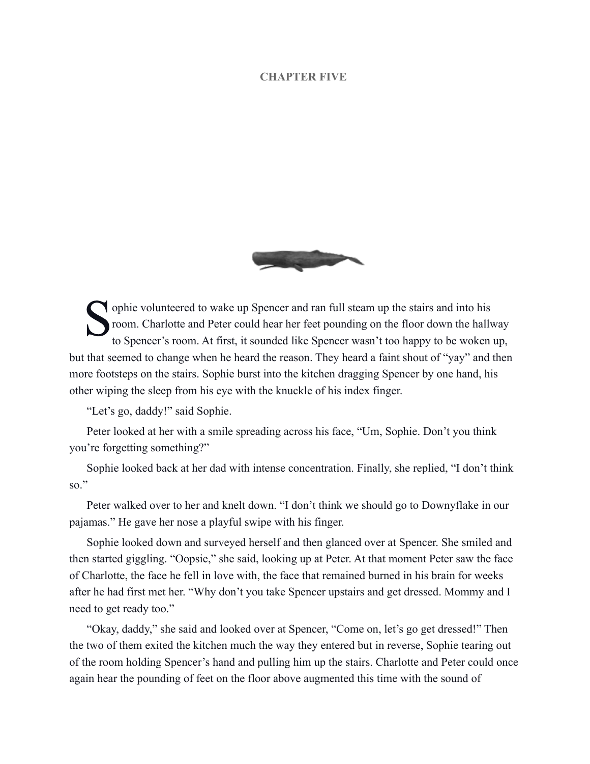## CHAPTER FIVE

Sophie volunteered to wake up Spencer and ran full steam up the stairs and into his room. Charlotte and Peter could hear her feet pounding on the floor down the hallway to Spencer's room. At first, it sounded like Spencer wasn't too happy to be woken up, but that seemed to change when he heard the reason. They heard a faint shout of "yay" and then more footsteps on the stairs. Sophie burst into the kitchen dragging Spencer by one hand, his other wiping the sleep from his eye with the knuckle of his index finger.

"Let's go, daddy!" said Sophie.

Peter looked at her with a smile spreading across his face, "Um, Sophie. Don't you think you're forgetting something?"

Sophie looked back at her dad with intense concentration. Finally, she replied, "I don't think so."

Peter walked over to her and knelt down. "I don't think we should go to Downyflake in our pajamas." He gave her nose a playful swipe with his finger.

Sophie looked down and surveyed herself and then glanced over at Spencer. She smiled and then started giggling. "Oopsie," she said, looking up at Peter. At that moment Peter saw the face of Charlotte, the face he fell in love with, the face that remained burned in his brain for weeks after he had first met her. "Why don't you take Spencer upstairs and get dressed. Mommy and I need to get ready too."

"Okay, daddy," she said and looked over at Spencer, "Come on, let's go get dressed!" Then the two of them exited the kitchen much the way they entered but in reverse, Sophie tearing out of the room holding Spencer's hand and pulling him up the stairs. Charlotte and Peter could once again hear the pounding of feet on the floor above augmented this time with the sound of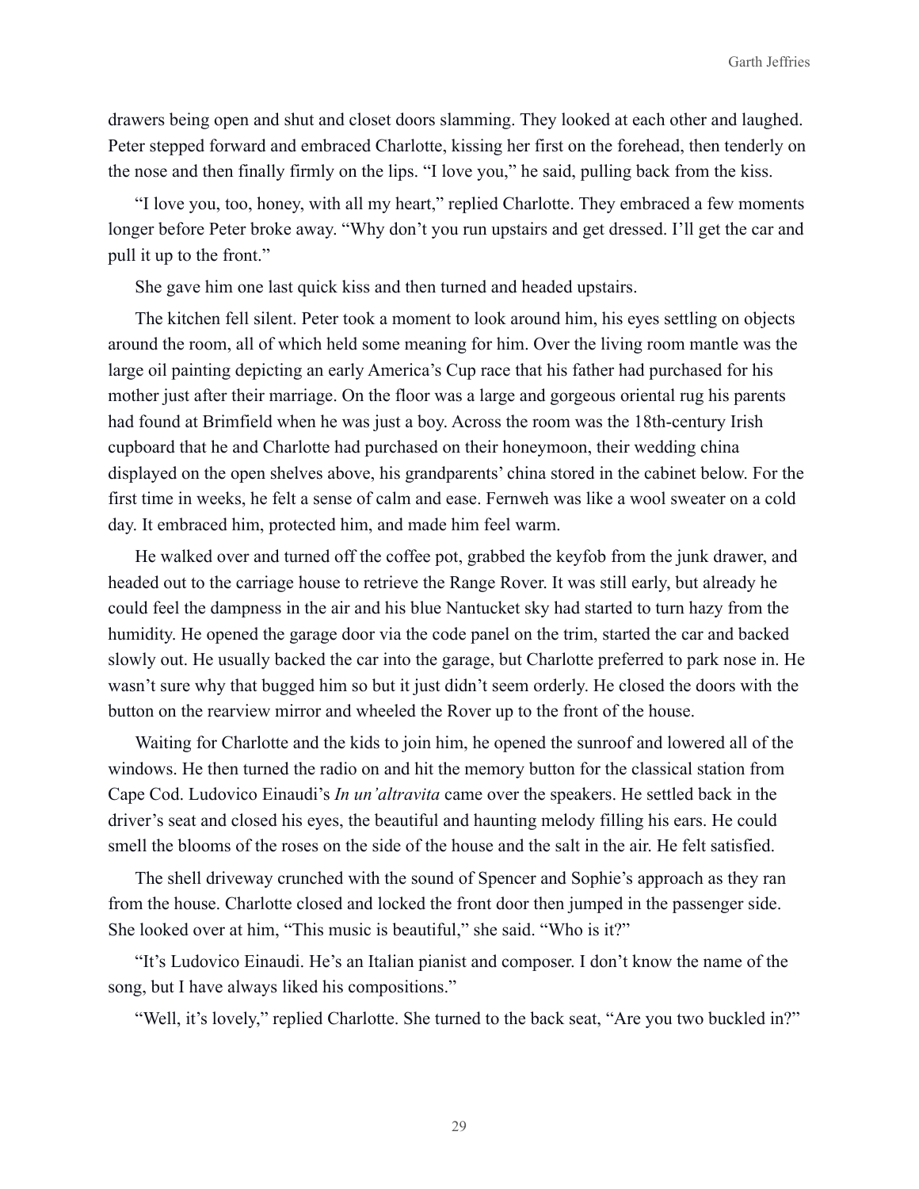drawers being open and shut and closet doors slamming. They looked at each other and laughed. Peter stepped forward and embraced Charlotte, kissing her first on the forehead, then tenderly on the nose and then finally firmly on the lips. "I love you," he said, pulling back from the kiss.

"I love you, too, honey, with all my heart," replied Charlotte. They embraced a few moments longer before Peter broke away. "Why don't you run upstairs and get dressed. I'll get the car and pull it up to the front."

She gave him one last quick kiss and then turned and headed upstairs.

The kitchen fell silent. Peter took a moment to look around him, his eyes settling on objects around the room, all of which held some meaning for him. Over the living room mantle was the large oil painting depicting an early America's Cup race that his father had purchased for his mother just after their marriage. On the floor was a large and gorgeous oriental rug his parents had found at Brimfield when he was just a boy. Across the room was the 18th-century Irish cupboard that he and Charlotte had purchased on their honeymoon, their wedding china displayed on the open shelves above, his grandparents' china stored in the cabinet below. For the first time in weeks, he felt a sense of calm and ease. Fernweh was like a wool sweater on a cold day. It embraced him, protected him, and made him feel warm.

He walked over and turned off the coffee pot, grabbed the keyfob from the junk drawer, and headed out to the carriage house to retrieve the Range Rover. It was still early, but already he could feel the dampness in the air and his blue Nantucket sky had started to turn hazy from the humidity. He opened the garage door via the code panel on the trim, started the car and backed slowly out. He usually backed the car into the garage, but Charlotte preferred to park nose in. He wasn't sure why that bugged him so but it just didn't seem orderly. He closed the doors with the button on the rearview mirror and wheeled the Rover up to the front of the house.

Waiting for Charlotte and the kids to join him, he opened the sunroof and lowered all of the windows. He then turned the radio on and hit the memory button for the classical station from Cape Cod. Ludovico Einaudi's *In un'altravita* came over the speakers. He settled back in the driver's seat and closed his eyes, the beautiful and haunting melody filling his ears. He could smell the blooms of the roses on the side of the house and the salt in the air. He felt satisfied.

The shell driveway crunched with the sound of Spencer and Sophie's approach as they ran from the house. Charlotte closed and locked the front door then jumped in the passenger side. She looked over at him, "This music is beautiful," she said. "Who is it?"

"It's Ludovico Einaudi. He's an Italian pianist and composer. I don't know the name of the song, but I have always liked his compositions."

"Well, it's lovely," replied Charlotte. She turned to the back seat, "Are you two buckled in?"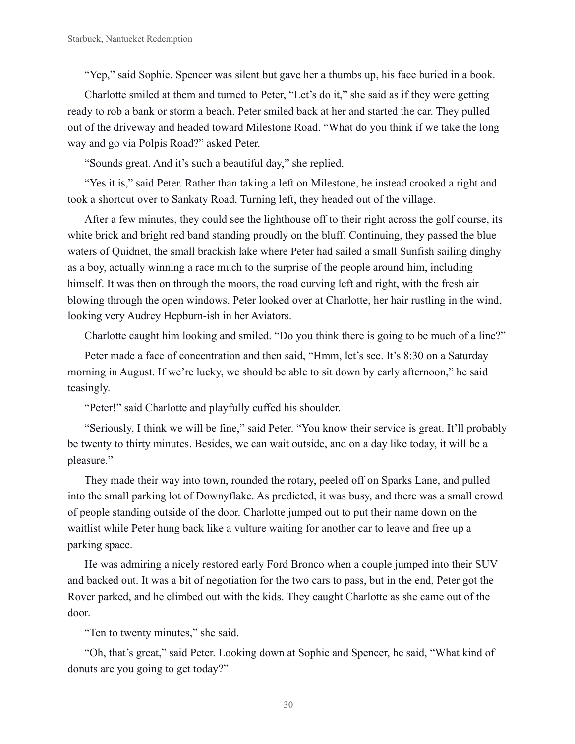"Yep," said Sophie. Spencer was silent but gave her a thumbs up, his face buried in a book.

Charlotte smiled at them and turned to Peter, "Let's do it," she said as if they were getting ready to rob a bank or storm a beach. Peter smiled back at her and started the car. They pulled out of the driveway and headed toward Milestone Road. "What do you think if we take the long way and go via Polpis Road?" asked Peter.

"Sounds great. And it's such a beautiful day," she replied.

"Yes it is," said Peter. Rather than taking a left on Milestone, he instead crooked a right and took a shortcut over to Sankaty Road. Turning left, they headed out of the village.

After a few minutes, they could see the lighthouse off to their right across the golf course, its white brick and bright red band standing proudly on the bluff. Continuing, they passed the blue waters of Quidnet, the small brackish lake where Peter had sailed a small Sunfish sailing dinghy as a boy, actually winning a race much to the surprise of the people around him, including himself. It was then on through the moors, the road curving left and right, with the fresh air blowing through the open windows. Peter looked over at Charlotte, her hair rustling in the wind, looking very Audrey Hepburn-ish in her Aviators.

Charlotte caught him looking and smiled. "Do you think there is going to be much of a line?"

Peter made a face of concentration and then said, "Hmm, let's see. It's 8:30 on a Saturday morning in August. If we're lucky, we should be able to sit down by early afternoon," he said teasingly.

"Peter!" said Charlotte and playfully cuffed his shoulder.

"Seriously, I think we will be fine," said Peter. "You know their service is great. It'll probably be twenty to thirty minutes. Besides, we can wait outside, and on a day like today, it will be a pleasure."

They made their way into town, rounded the rotary, peeled off on Sparks Lane, and pulled into the small parking lot of Downyflake. As predicted, it was busy, and there was a small crowd of people standing outside of the door. Charlotte jumped out to put their name down on the waitlist while Peter hung back like a vulture waiting for another car to leave and free up a parking space.

He was admiring a nicely restored early Ford Bronco when a couple jumped into their SUV and backed out. It was a bit of negotiation for the two cars to pass, but in the end, Peter got the Rover parked, and he climbed out with the kids. They caught Charlotte as she came out of the door.

"Ten to twenty minutes," she said.

"Oh, that's great," said Peter. Looking down at Sophie and Spencer, he said, "What kind of donuts are you going to get today?"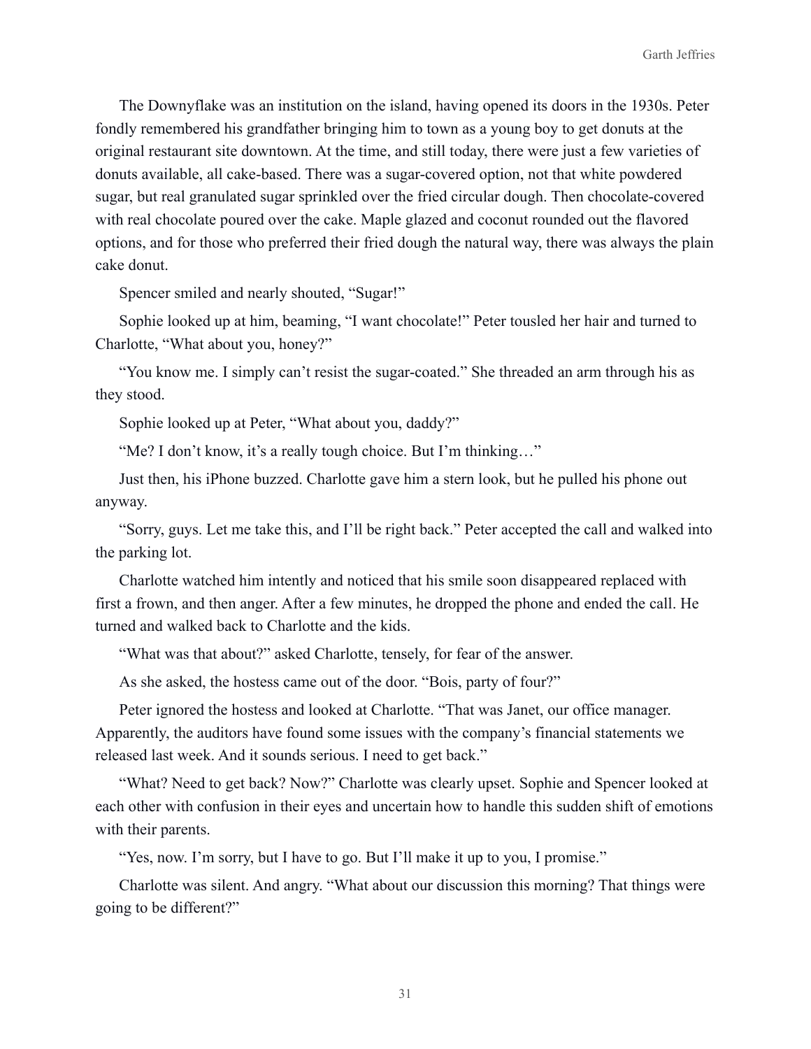The Downyflake was an institution on the island, having opened its doors in the 1930s. Peter fondly remembered his grandfather bringing him to town as a young boy to get donuts at the original restaurant site downtown. At the time, and still today, there were just a few varieties of donuts available, all cake-based. There was a sugar-covered option, not that white powdered sugar, but real granulated sugar sprinkled over the fried circular dough. Then chocolate-covered with real chocolate poured over the cake. Maple glazed and coconut rounded out the flavored options, and for those who preferred their fried dough the natural way, there was always the plain cake donut.

Spencer smiled and nearly shouted, "Sugar!"

Sophie looked up at him, beaming, "I want chocolate!" Peter tousled her hair and turned to Charlotte, "What about you, honey?"

"You know me. I simply can't resist the sugar-coated." She threaded an arm through his as they stood.

Sophie looked up at Peter, "What about you, daddy?"

"Me? I don't know, it's a really tough choice. But I'm thinking…"

Just then, his iPhone buzzed. Charlotte gave him a stern look, but he pulled his phone out anyway.

"Sorry, guys. Let me take this, and I'll be right back." Peter accepted the call and walked into the parking lot.

Charlotte watched him intently and noticed that his smile soon disappeared replaced with first a frown, and then anger. After a few minutes, he dropped the phone and ended the call. He turned and walked back to Charlotte and the kids.

"What was that about?" asked Charlotte, tensely, for fear of the answer.

As she asked, the hostess came out of the door. "Bois, party of four?"

Peter ignored the hostess and looked at Charlotte. "That was Janet, our office manager. Apparently, the auditors have found some issues with the company's financial statements we released last week. And it sounds serious. I need to get back."

"What? Need to get back? Now?" Charlotte was clearly upset. Sophie and Spencer looked at each other with confusion in their eyes and uncertain how to handle this sudden shift of emotions with their parents.

"Yes, now. I'm sorry, but I have to go. But I'll make it up to you, I promise."

Charlotte was silent. And angry. "What about our discussion this morning? That things were going to be different?"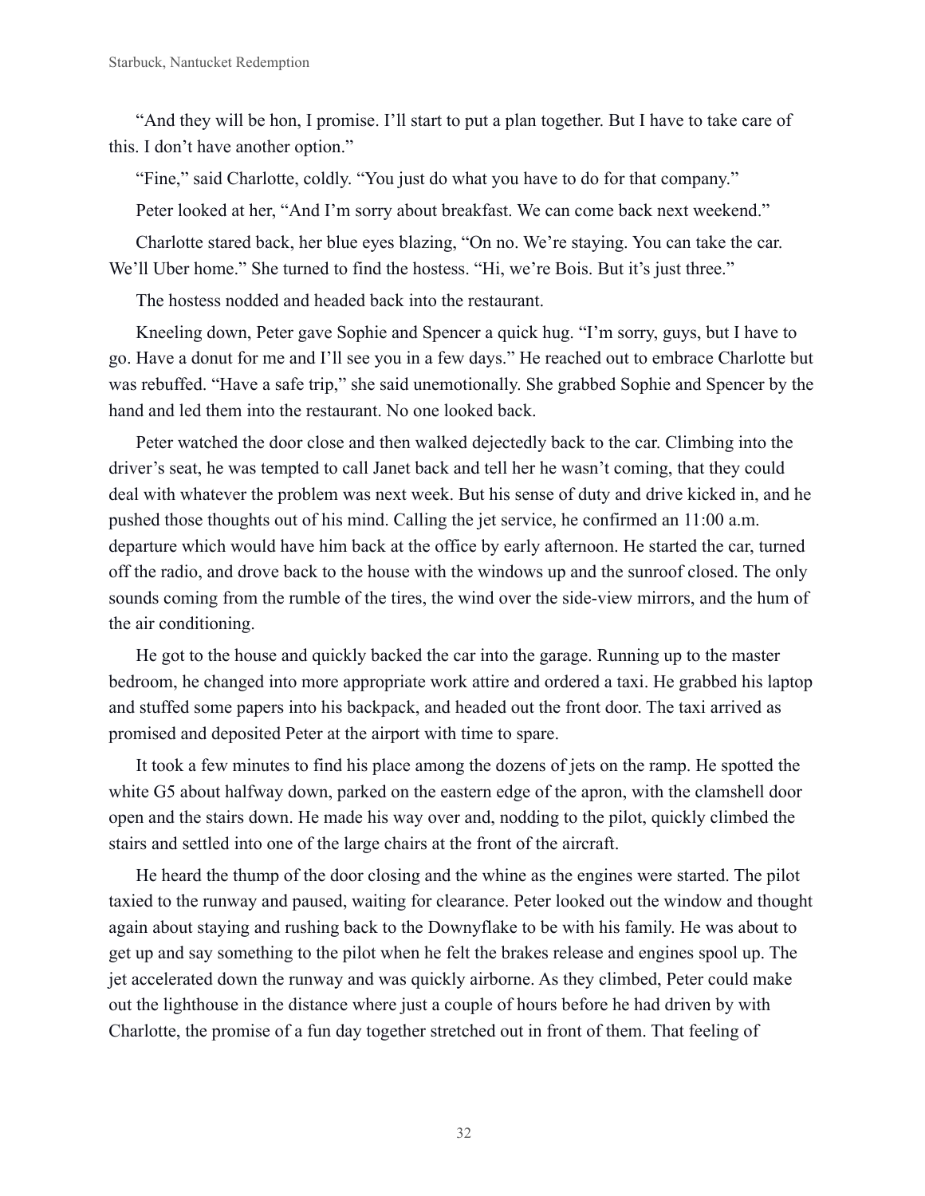"And they will be hon, I promise. I'll start to put a plan together. But I have to take care of this. I don't have another option."

"Fine," said Charlotte, coldly. "You just do what you have to do for that company."

Peter looked at her, "And I'm sorry about breakfast. We can come back next weekend."

Charlotte stared back, her blue eyes blazing, "On no. We're staying. You can take the car. We'll Uber home." She turned to find the hostess. "Hi, we're Bois. But it's just three."

The hostess nodded and headed back into the restaurant.

Kneeling down, Peter gave Sophie and Spencer a quick hug. "I'm sorry, guys, but I have to go. Have a donut for me and I'll see you in a few days." He reached out to embrace Charlotte but was rebuffed. "Have a safe trip," she said unemotionally. She grabbed Sophie and Spencer by the hand and led them into the restaurant. No one looked back.

Peter watched the door close and then walked dejectedly back to the car. Climbing into the driver's seat, he was tempted to call Janet back and tell her he wasn't coming, that they could deal with whatever the problem was next week. But his sense of duty and drive kicked in, and he pushed those thoughts out of his mind. Calling the jet service, he confirmed an 11:00 a.m. departure which would have him back at the office by early afternoon. He started the car, turned off the radio, and drove back to the house with the windows up and the sunroof closed. The only sounds coming from the rumble of the tires, the wind over the side-view mirrors, and the hum of the air conditioning.

He got to the house and quickly backed the car into the garage. Running up to the master bedroom, he changed into more appropriate work attire and ordered a taxi. He grabbed his laptop and stuffed some papers into his backpack, and headed out the front door. The taxi arrived as promised and deposited Peter at the airport with time to spare.

It took a few minutes to find his place among the dozens of jets on the ramp. He spotted the white G5 about halfway down, parked on the eastern edge of the apron, with the clamshell door open and the stairs down. He made his way over and, nodding to the pilot, quickly climbed the stairs and settled into one of the large chairs at the front of the aircraft.

He heard the thump of the door closing and the whine as the engines were started. The pilot taxied to the runway and paused, waiting for clearance. Peter looked out the window and thought again about staying and rushing back to the Downyflake to be with his family. He was about to get up and say something to the pilot when he felt the brakes release and engines spool up. The jet accelerated down the runway and was quickly airborne. As they climbed, Peter could make out the lighthouse in the distance where just a couple of hours before he had driven by with Charlotte, the promise of a fun day together stretched out in front of them. That feeling of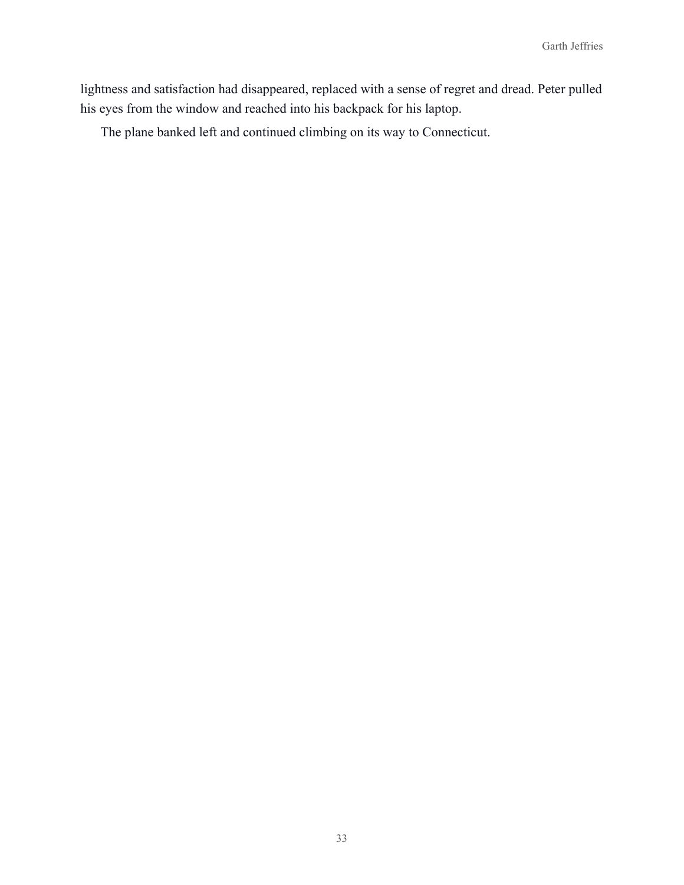lightness and satisfaction had disappeared, replaced with a sense of regret and dread. Peter pulled his eyes from the window and reached into his backpack for his laptop.

The plane banked left and continued climbing on its way to Connecticut.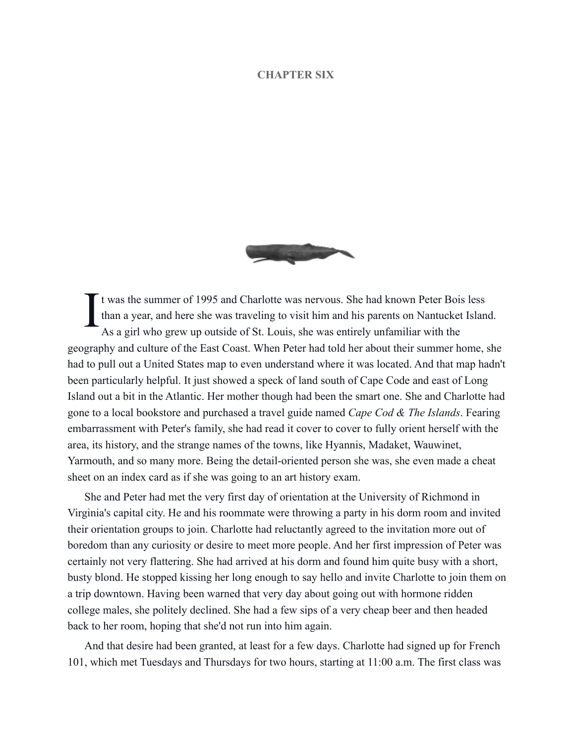# CHAPTER SIX

It was the summer of 1995 and Charlotte was nervous. She had known Peter Bois less than a year, and here she was traveling to visit him and his parents on Nantucket Island. As a girl who grew up outside of St. Louis, she was entirely unfamiliar with the geography and culture of the East Coast. When Peter had told her about their summer home, she had to pull out a United States map to even understand where it was located. And that map hadn't been particularly helpful. It just showed a speck of land south of Cape Code and east of Long Island out a bit in the Atlantic. Her mother though had been the smart one. She and Charlotte had gone to a local bookstore and purchased a travel guide named *Cape Cod & The Islands*. Fearing embarrassment with Peter's family, she had read it cover to cover to fully orient herself with the area, its history, and the strange names of the towns, like Hyannis, Madaket, Wauwinet, Yarmouth, and so many more. Being the detail-oriented person she was, she even made a cheat sheet on an index card as if she was going to an art history exam.

She and Peter had met the very first day of orientation at the University of Richmond in Virginia's capital city. He and his roommate were throwing a party in his dorm room and invited their orientation groups to join. Charlotte had reluctantly agreed to the invitation more out of boredom than any curiosity or desire to meet more people. And her first impression of Peter was certainly not very flattering. She had arrived at his dorm and found him quite busy with a short, busty blond. He stopped kissing her long enough to say hello and invite Charlotte to join them on a trip downtown. Having been warned that very day about going out with hormone ridden college males, she politely declined. She had a few sips of a very cheap beer and then headed back to her room, hoping that she'd not run into him again.

And that desire had been granted, at least for a few days. Charlotte had signed up for French 101, which met Tuesdays and Thursdays for two hours, starting at 11:00 a.m. The first class was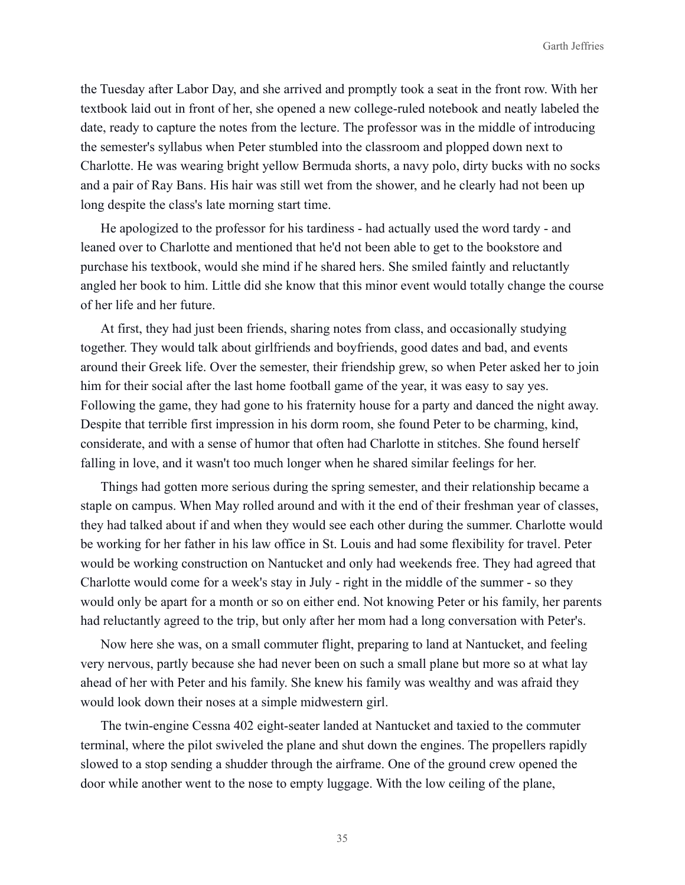the Tuesday after Labor Day, and she arrived and promptly took a seat in the front row. With her textbook laid out in front of her, she opened a new college-ruled notebook and neatly labeled the date, ready to capture the notes from the lecture. The professor was in the middle of introducing the semester's syllabus when Peter stumbled into the classroom and plopped down next to Charlotte. He was wearing bright yellow Bermuda shorts, a navy polo, dirty bucks with no socks and a pair of Ray Bans. His hair was still wet from the shower, and he clearly had not been up long despite the class's late morning start time.

He apologized to the professor for his tardiness - had actually used the word tardy - and leaned over to Charlotte and mentioned that he'd not been able to get to the bookstore and purchase his textbook, would she mind if he shared hers. She smiled faintly and reluctantly angled her book to him. Little did she know that this minor event would totally change the course of her life and her future.

At first, they had just been friends, sharing notes from class, and occasionally studying together. They would talk about girlfriends and boyfriends, good dates and bad, and events around their Greek life. Over the semester, their friendship grew, so when Peter asked her to join him for their social after the last home football game of the year, it was easy to say yes. Following the game, they had gone to his fraternity house for a party and danced the night away. Despite that terrible first impression in his dorm room, she found Peter to be charming, kind, considerate, and with a sense of humor that often had Charlotte in stitches. She found herself falling in love, and it wasn't too much longer when he shared similar feelings for her.

Things had gotten more serious during the spring semester, and their relationship became a staple on campus. When May rolled around and with it the end of their freshman year of classes, they had talked about if and when they would see each other during the summer. Charlotte would be working for her father in his law office in St. Louis and had some flexibility for travel. Peter would be working construction on Nantucket and only had weekends free. They had agreed that Charlotte would come for a week's stay in July - right in the middle of the summer - so they would only be apart for a month or so on either end. Not knowing Peter or his family, her parents had reluctantly agreed to the trip, but only after her mom had a long conversation with Peter's.

Now here she was, on a small commuter flight, preparing to land at Nantucket, and feeling very nervous, partly because she had never been on such a small plane but more so at what lay ahead of her with Peter and his family. She knew his family was wealthy and was afraid they would look down their noses at a simple midwestern girl.

The twin-engine Cessna 402 eight-seater landed at Nantucket and taxied to the commuter terminal, where the pilot swiveled the plane and shut down the engines. The propellers rapidly slowed to a stop sending a shudder through the airframe. One of the ground crew opened the door while another went to the nose to empty luggage. With the low ceiling of the plane,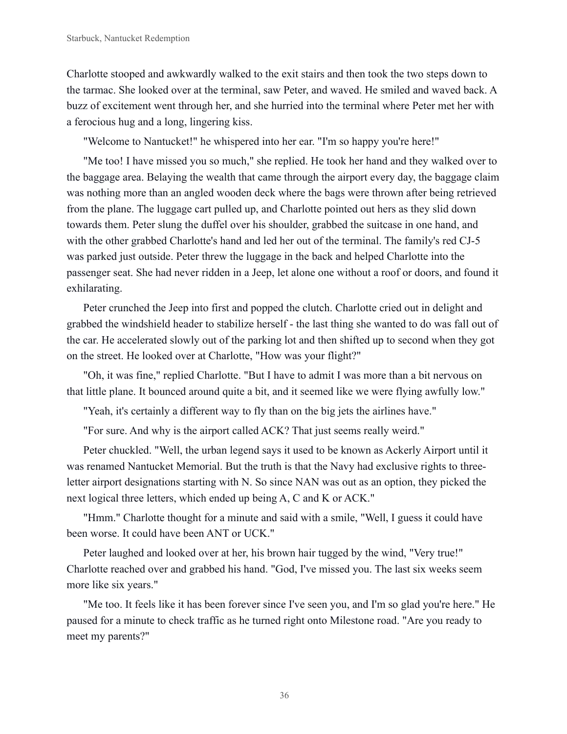Charlotte stooped and awkwardly walked to the exit stairs and then took the two steps down to the tarmac. She looked over at the terminal, saw Peter, and waved. He smiled and waved back. A buzz of excitement went through her, and she hurried into the terminal where Peter met her with a ferocious hug and a long, lingering kiss.

"Welcome to Nantucket!" he whispered into her ear. "I'm so happy you're here!"

"Me too! I have missed you so much," she replied. He took her hand and they walked over to the baggage area. Belaying the wealth that came through the airport every day, the baggage claim was nothing more than an angled wooden deck where the bags were thrown after being retrieved from the plane. The luggage cart pulled up, and Charlotte pointed out hers as they slid down towards them. Peter slung the duffel over his shoulder, grabbed the suitcase in one hand, and with the other grabbed Charlotte's hand and led her out of the terminal. The family's red CJ-5 was parked just outside. Peter threw the luggage in the back and helped Charlotte into the passenger seat. She had never ridden in a Jeep, let alone one without a roof or doors, and found it exhilarating.

Peter crunched the Jeep into first and popped the clutch. Charlotte cried out in delight and grabbed the windshield header to stabilize herself - the last thing she wanted to do was fall out of the car. He accelerated slowly out of the parking lot and then shifted up to second when they got on the street. He looked over at Charlotte, "How was your flight?"

"Oh, it was fine," replied Charlotte. "But I have to admit I was more than a bit nervous on that little plane. It bounced around quite a bit, and it seemed like we were flying awfully low."

"Yeah, it's certainly a different way to fly than on the big jets the airlines have."

"For sure. And why is the airport called ACK? That just seems really weird."

Peter chuckled. "Well, the urban legend says it used to be known as Ackerly Airport until it was renamed Nantucket Memorial. But the truth is that the Navy had exclusive rights to three-letter airport designations starting with N. So since NAN was out as an option, they picked the next logical three letters, which ended up being A, C and K or ACK."

"Hmm." Charlotte thought for a minute and said with a smile, "Well, I guess it could have been worse. It could have been ANT or UCK."

Peter laughed and looked over at her, his brown hair tugged by the wind, "Very true!" Charlotte reached over and grabbed his hand. "God, I've missed you. The last six weeks seem more like six years."

"Me too. It feels like it has been forever since I've seen you, and I'm so glad you're here." He paused for a minute to check traffic as he turned right onto Milestone road. "Are you ready to meet my parents?"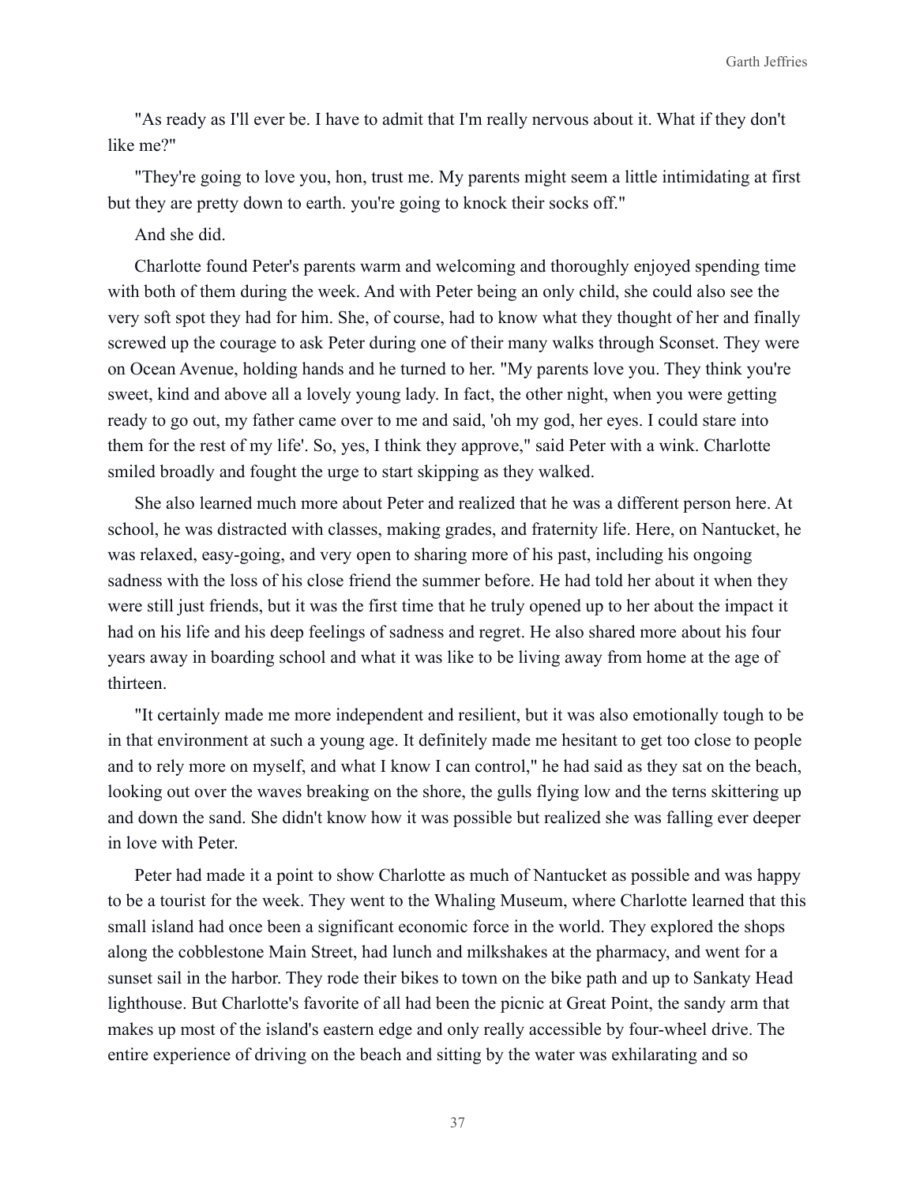"As ready as I'll ever be. I have to admit that I'm really nervous about it. What if they don't like me?"

"They're going to love you, hon, trust me. My parents might seem a little intimidating at first but they are pretty down to earth. you're going to knock their socks off."

And she did.

Charlotte found Peter's parents warm and welcoming and thoroughly enjoyed spending time with both of them during the week. And with Peter being an only child, she could also see the very soft spot they had for him. She, of course, had to know what they thought of her and finally screwed up the courage to ask Peter during one of their many walks through Sconset. They were on Ocean Avenue, holding hands and he turned to her. "My parents love you. They think you're sweet, kind and above all a lovely young lady. In fact, the other night, when you were getting ready to go out, my father came over to me and said, 'oh my god, her eyes. I could stare into them for the rest of my life'. So, yes, I think they approve," said Peter with a wink. Charlotte smiled broadly and fought the urge to start skipping as they walked.

She also learned much more about Peter and realized that he was a different person here. At school, he was distracted with classes, making grades, and fraternity life. Here, on Nantucket, he was relaxed, easy-going, and very open to sharing more of his past, including his ongoing sadness with the loss of his close friend the summer before. He had told her about it when they were still just friends, but it was the first time that he truly opened up to her about the impact it had on his life and his deep feelings of sadness and regret. He also shared more about his four years away in boarding school and what it was like to be living away from home at the age of thirteen.

"It certainly made me more independent and resilient, but it was also emotionally tough to be in that environment at such a young age. It definitely made me hesitant to get too close to people and to rely more on myself, and what I know I can control," he had said as they sat on the beach, looking out over the waves breaking on the shore, the gulls flying low and the terns skittering up and down the sand. She didn't know how it was possible but realized she was falling ever deeper in love with Peter.

Peter had made it a point to show Charlotte as much of Nantucket as possible and was happy to be a tourist for the week. They went to the Whaling Museum, where Charlotte learned that this small island had once been a significant economic force in the world. They explored the shops along the cobblestone Main Street, had lunch and milkshakes at the pharmacy, and went for a sunset sail in the harbor. They rode their bikes to town on the bike path and up to Sankaty Head lighthouse. But Charlotte's favorite of all had been the picnic at Great Point, the sandy arm that makes up most of the island's eastern edge and only really accessible by four-wheel drive. The entire experience of driving on the beach and sitting by the water was exhilarating and so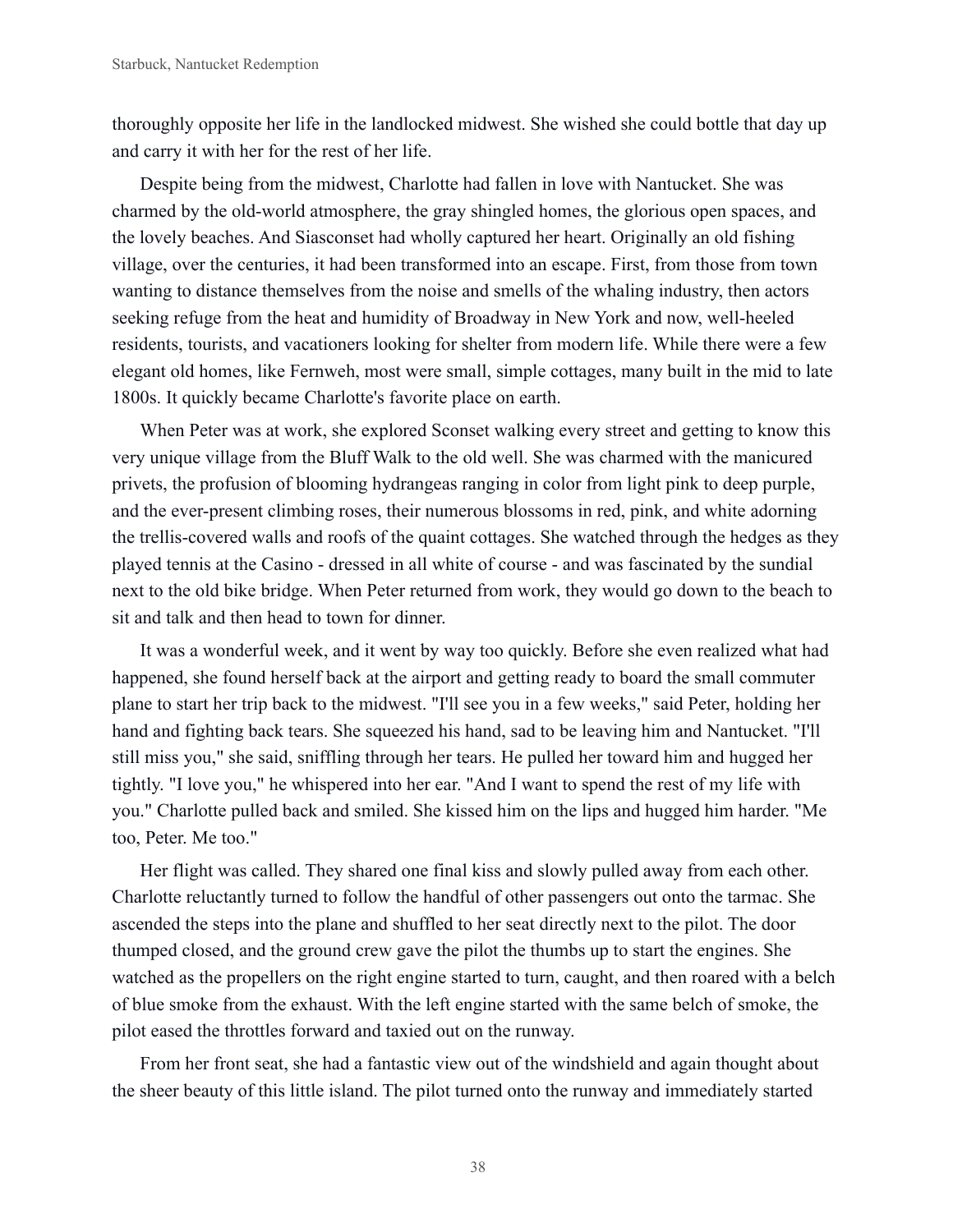thoroughly opposite her life in the landlocked midwest. She wished she could bottle that day up and carry it with her for the rest of her life.

Despite being from the midwest, Charlotte had fallen in love with Nantucket. She was charmed by the old-world atmosphere, the gray shingled homes, the glorious open spaces, and the lovely beaches. And Siasconset had wholly captured her heart. Originally an old fishing village, over the centuries, it had been transformed into an escape. First, from those from town wanting to distance themselves from the noise and smells of the whaling industry, then actors seeking refuge from the heat and humidity of Broadway in New York and now, well-heeled residents, tourists, and vacationers looking for shelter from modern life. While there were a few elegant old homes, like Fernweh, most were small, simple cottages, many built in the mid to late 1800s. It quickly became Charlotte's favorite place on earth.

When Peter was at work, she explored Sconset walking every street and getting to know this very unique village from the Bluff Walk to the old well. She was charmed with the manicured privets, the profusion of blooming hydrangeas ranging in color from light pink to deep purple, and the ever-present climbing roses, their numerous blossoms in red, pink, and white adorning the trellis-covered walls and roofs of the quaint cottages. She watched through the hedges as they played tennis at the Casino - dressed in all white of course - and was fascinated by the sundial next to the old bike bridge. When Peter returned from work, they would go down to the beach to sit and talk and then head to town for dinner.

It was a wonderful week, and it went by way too quickly. Before she even realized what had happened, she found herself back at the airport and getting ready to board the small commuter plane to start her trip back to the midwest. "I'll see you in a few weeks," said Peter, holding her hand and fighting back tears. She squeezed his hand, sad to be leaving him and Nantucket. "I'll still miss you," she said, sniffling through her tears. He pulled her toward him and hugged her tightly. "I love you," he whispered into her ear. "And I want to spend the rest of my life with you." Charlotte pulled back and smiled. She kissed him on the lips and hugged him harder. "Me too, Peter. Me too."

Her flight was called. They shared one final kiss and slowly pulled away from each other. Charlotte reluctantly turned to follow the handful of other passengers out onto the tarmac. She ascended the steps into the plane and shuffled to her seat directly next to the pilot. The door thumped closed, and the ground crew gave the pilot the thumbs up to start the engines. She watched as the propellers on the right engine started to turn, caught, and then roared with a belch of blue smoke from the exhaust. With the left engine started with the same belch of smoke, the pilot eased the throttles forward and taxied out on the runway.

From her front seat, she had a fantastic view out of the windshield and again thought about the sheer beauty of this little island. The pilot turned onto the runway and immediately started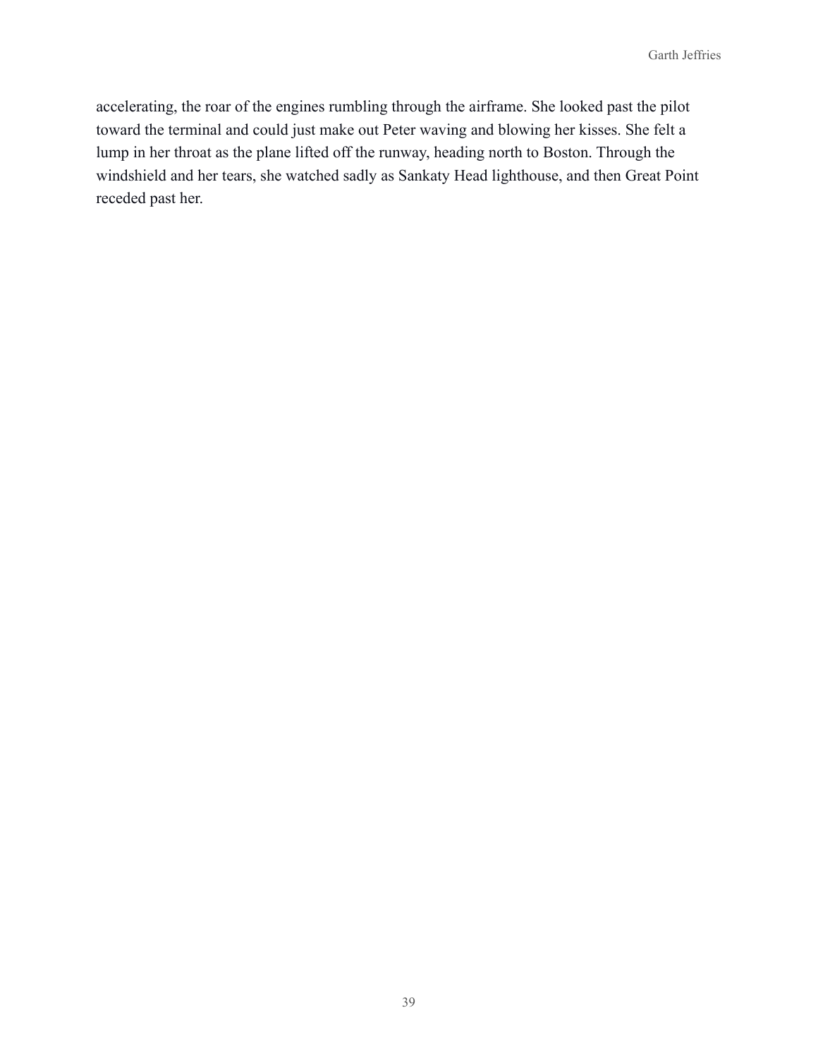accelerating, the roar of the engines rumbling through the airframe. She looked past the pilot toward the terminal and could just make out Peter waving and blowing her kisses. She felt a lump in her throat as the plane lifted off the runway, heading north to Boston. Through the windshield and her tears, she watched sadly as Sankaty Head lighthouse, and then Great Point receded past her.